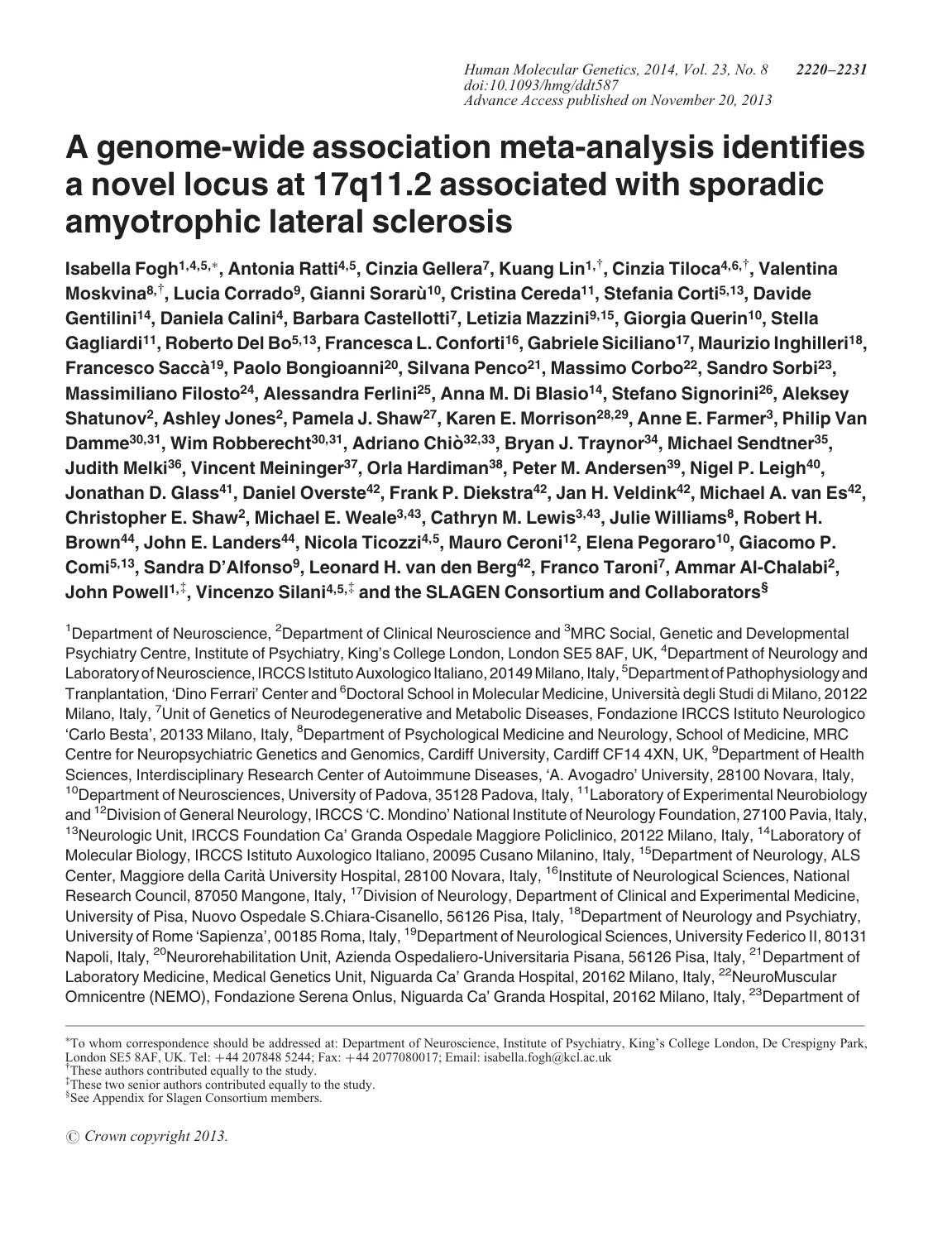# A genome-wide association meta-analysis identifies a novel locus at 17q11.2 associated with sporadic amyotrophic lateral sclerosis

**Isabella Fogh[1,4,5,*], Antonia Ratti[4,5], Cinzia Gellera[7], Kuang Lin[1,†], Cinzia Tiloca[4,6,†], Valentina Moskvina[8,†], Lucia Corrado[9], Gianni Sorarù[10], Cristina Cereda[11], Stefania Corti[5,13], Davide Gentilini[14], Daniela Calini[4], Barbara Castellotti[7], Letizia Mazzini[9,15], Giorgia Querin[10], Stella Gagliardi[11], Roberto Del Bo[5,13], Francesca L. Conforti[16], Gabriele Siciliano[17], Maurizio Inghilleri[18], Francesco Saccà[19], Paolo Bongioanni[20], Silvana Penco[21], Massimo Corbo[22], Sandro Sorbi[23], Massimiliano Filosto[24], Alessandra Ferlini[25], Anna M. Di Blasio[14], Stefano Signorini[26], Aleksey Shatunov[2], Ashley Jones[2], Pamela J. Shaw[27], Karen E. Morrison[28,29], Anne E. Farmer[3], Philip Van Damme[30,31], Wim Robberecht[30,31], Adriano Chiò[32,33], Bryan J. Traynor[34], Michael Sendtner[35], Judith Melki[36], Vincent Meininger[37], Orla Hardiman[38], Peter M. Andersen[39], Nigel P. Leigh[40], Jonathan D. Glass[41], Daniel Overste[42], Frank P. Diekstra[42], Jan H. Veldink[42], Michael A. van Es[42], Christopher E. Shaw[2], Michael E. Weale[3,43], Cathryn M. Lewis[3,43], Julie Williams[8], Robert H. Brown[44], John E. Landers[44], Nicola Ticozzi[4,5], Mauro Ceroni[12], Elena Pegoraro[10], Giacomo P. Comi[5,13], Sandra D'Alfonso[9], Leonard H. van den Berg[42], Franco Taroni[7], Ammar Al-Chalabi[2], John Powell[1,‡], Vincenzo Silani[4,5,‡] and the SLAGEN Consortium and Collaborators[§]**

[1]Department of Neuroscience, [2]Department of Clinical Neuroscience and [3]MRC Social, Genetic and Developmental Psychiatry Centre, Institute of Psychiatry, King's College London, London SE5 8AF, UK, [4]Department of Neurology and Laboratory of Neuroscience, IRCCS Istituto Auxologico Italiano, 20149 Milano, Italy, [5]Department of Pathophysiology and Tranplantation, 'Dino Ferrari' Center and [6]Doctoral School in Molecular Medicine, Università degli Studi di Milano, 20122 Milano, Italy, [7]Unit of Genetics of Neurodegenerative and Metabolic Diseases, Fondazione IRCCS Istituto Neurologico 'Carlo Besta', 20133 Milano, Italy, [8]Department of Psychological Medicine and Neurology, School of Medicine, MRC Centre for Neuropsychiatric Genetics and Genomics, Cardiff University, Cardiff CF14 4XN, UK, [9]Department of Health Sciences, Interdisciplinary Research Center of Autoimmune Diseases, 'A. Avogadro' University, 28100 Novara, Italy, [10]Department of Neurosciences, University of Padova, 35128 Padova, Italy, [11]Laboratory of Experimental Neurobiology and [12]Division of General Neurology, IRCCS 'C. Mondino' National Institute of Neurology Foundation, 27100 Pavia, Italy, [13]Neurologic Unit, IRCCS Foundation Ca' Granda Ospedale Maggiore Policlinico, 20122 Milano, Italy, [14]Laboratory of Molecular Biology, IRCCS Istituto Auxologico Italiano, 20095 Cusano Milanino, Italy, [15]Department of Neurology, ALS Center, Maggiore della Carità University Hospital, 28100 Novara, Italy, [16]Institute of Neurological Sciences, National Research Council, 87050 Mangone, Italy, [17]Division of Neurology, Department of Clinical and Experimental Medicine, University of Pisa, Nuovo Ospedale S.Chiara-Cisanello, 56126 Pisa, Italy, [18]Department of Neurology and Psychiatry, University of Rome 'Sapienza', 00185 Roma, Italy, [19]Department of Neurological Sciences, University Federico II, 80131 Napoli, Italy, [20]Neurorehabilitation Unit, Azienda Ospedaliero-Universitaria Pisana, 56126 Pisa, Italy, [21]Department of Laboratory Medicine, Medical Genetics Unit, Niguarda Ca' Granda Hospital, 20162 Milano, Italy, [22]NeuroMuscular Omnicentre (NEMO), Fondazione Serena Onlus, Niguarda Ca' Granda Hospital, 20162 Milano, Italy, [23]Department of

---

*To whom correspondence should be addressed at: Department of Neuroscience, Institute of Psychiatry, King's College London, De Crespigny Park, London SE5 8AF, UK. Tel: +44 207848 5244; Fax: +44 2077080017; Email: isabella.fogh@kcl.ac.uk

†These authors contributed equally to the study.

‡These two senior authors contributed equally to the study.

§See Appendix for Slagen Consortium members.

© Crown copyright 2013.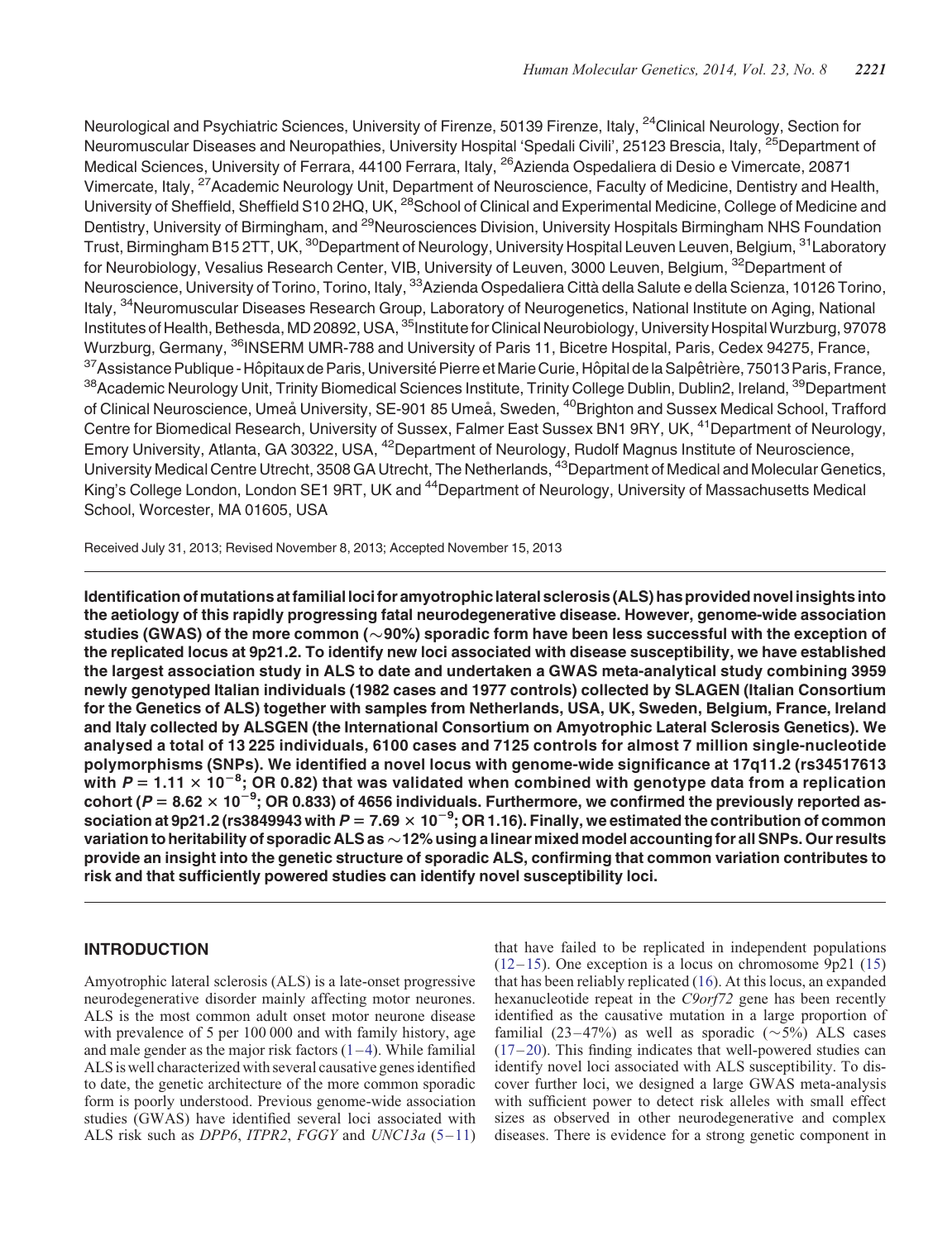Neurological and Psychiatric Sciences, University of Firenze, 50139 Firenze, Italy, [24]Clinical Neurology, Section for Neuromuscular Diseases and Neuropathies, University Hospital 'Spedali Civili', 25123 Brescia, Italy, [25]Department of Medical Sciences, University of Ferrara, 44100 Ferrara, Italy, [26]Azienda Ospedaliera di Desio e Vimercate, 20871 Vimercate, Italy, [27]Academic Neurology Unit, Department of Neuroscience, Faculty of Medicine, Dentistry and Health, University of Sheffield, Sheffield S10 2HQ, UK, [28]School of Clinical and Experimental Medicine, College of Medicine and Dentistry, University of Birmingham, and [29]Neurosciences Division, University Hospitals Birmingham NHS Foundation Trust, Birmingham B15 2TT, UK, [30]Department of Neurology, University Hospital Leuven Leuven, Belgium, [31]Laboratory for Neurobiology, Vesalius Research Center, VIB, University of Leuven, 3000 Leuven, Belgium, [32]Department of Neuroscience, University of Torino, Torino, Italy, [33]Azienda Ospedaliera Città della Salute e della Scienza, 10126 Torino, Italy, [34]Neuromuscular Diseases Research Group, Laboratory of Neurogenetics, National Institute on Aging, National Institutes of Health, Bethesda, MD 20892, USA, [35]Institute for Clinical Neurobiology, University Hospital Wurzburg, 97078 Wurzburg, Germany, [36]INSERM UMR-788 and University of Paris 11, Bicetre Hospital, Paris, Cedex 94275, France, [37]Assistance Publique - Hôpitaux de Paris, Université Pierre et Marie Curie, Hôpital de la Salpêtrière, 75013 Paris, France, [38]Academic Neurology Unit, Trinity Biomedical Sciences Institute, Trinity College Dublin, Dublin2, Ireland, [39]Department of Clinical Neuroscience, Umeå University, SE-901 85 Umeå, Sweden, [40]Brighton and Sussex Medical School, Trafford Centre for Biomedical Research, University of Sussex, Falmer East Sussex BN1 9RY, UK, [41]Department of Neurology, Emory University, Atlanta, GA 30322, USA, [42]Department of Neurology, Rudolf Magnus Institute of Neuroscience, University Medical Centre Utrecht, 3508 GA Utrecht, The Netherlands, [43]Department of Medical and Molecular Genetics, King's College London, London SE1 9RT, UK and [44]Department of Neurology, University of Massachusetts Medical School, Worcester, MA 01605, USA

Received July 31, 2013; Revised November 8, 2013; Accepted November 15, 2013

**Identification of mutations at familial loci for amyotrophic lateral sclerosis (ALS) has provided novel insights into the aetiology of this rapidly progressing fatal neurodegenerative disease. However, genome-wide association studies (GWAS) of the more common (~90%) sporadic form have been less successful with the exception of the replicated locus at 9p21.2. To identify new loci associated with disease susceptibility, we have established the largest association study in ALS to date and undertaken a GWAS meta-analytical study combining 3959 newly genotyped Italian individuals (1982 cases and 1977 controls) collected by SLAGEN (Italian Consortium for the Genetics of ALS) together with samples from Netherlands, USA, UK, Sweden, Belgium, France, Ireland and Italy collected by ALSGEN (the International Consortium on Amyotrophic Lateral Sclerosis Genetics). We analysed a total of 13 225 individuals, 6100 cases and 7125 controls for almost 7 million single-nucleotide polymorphisms (SNPs). We identified a novel locus with genome-wide significance at 17q11.2 (rs34517613 with $P = 1.11 \times 10^{-8}$; OR 0.82) that was validated when combined with genotype data from a replication cohort ($P = 8.62 \times 10^{-9}$; OR 0.833) of 4656 individuals. Furthermore, we confirmed the previously reported association at 9p21.2 (rs3849943 with $P = 7.69 \times 10^{-9}$; OR 1.16). Finally, we estimated the contribution of common variation to heritability of sporadic ALS as ~12% using a linear mixed model accounting for all SNPs. Our results provide an insight into the genetic structure of sporadic ALS, confirming that common variation contributes to risk and that sufficiently powered studies can identify novel susceptibility loci.**

## INTRODUCTION

Amyotrophic lateral sclerosis (ALS) is a late-onset progressive neurodegenerative disorder mainly affecting motor neurones. ALS is the most common adult onset motor neurone disease with prevalence of 5 per 100 000 and with family history, age and male gender as the major risk factors (1–4). While familial ALS is well characterized with several causative genes identified to date, the genetic architecture of the more common sporadic form is poorly understood. Previous genome-wide association studies (GWAS) have identified several loci associated with ALS risk such as *DPP6*, *ITPR2*, *FGGY* and *UNC13a* (5–11) that have failed to be replicated in independent populations (12–15). One exception is a locus on chromosome 9p21 (15) that has been reliably replicated (16). At this locus, an expanded hexanucleotide repeat in the *C9orf72* gene has been recently identified as the causative mutation in a large proportion of familial (23–47%) as well as sporadic (~5%) ALS cases (17–20). This finding indicates that well-powered studies can identify novel loci associated with ALS susceptibility. To discover further loci, we designed a large GWAS meta-analysis with sufficient power to detect risk alleles with small effect sizes as observed in other neurodegenerative and complex diseases. There is evidence for a strong genetic component in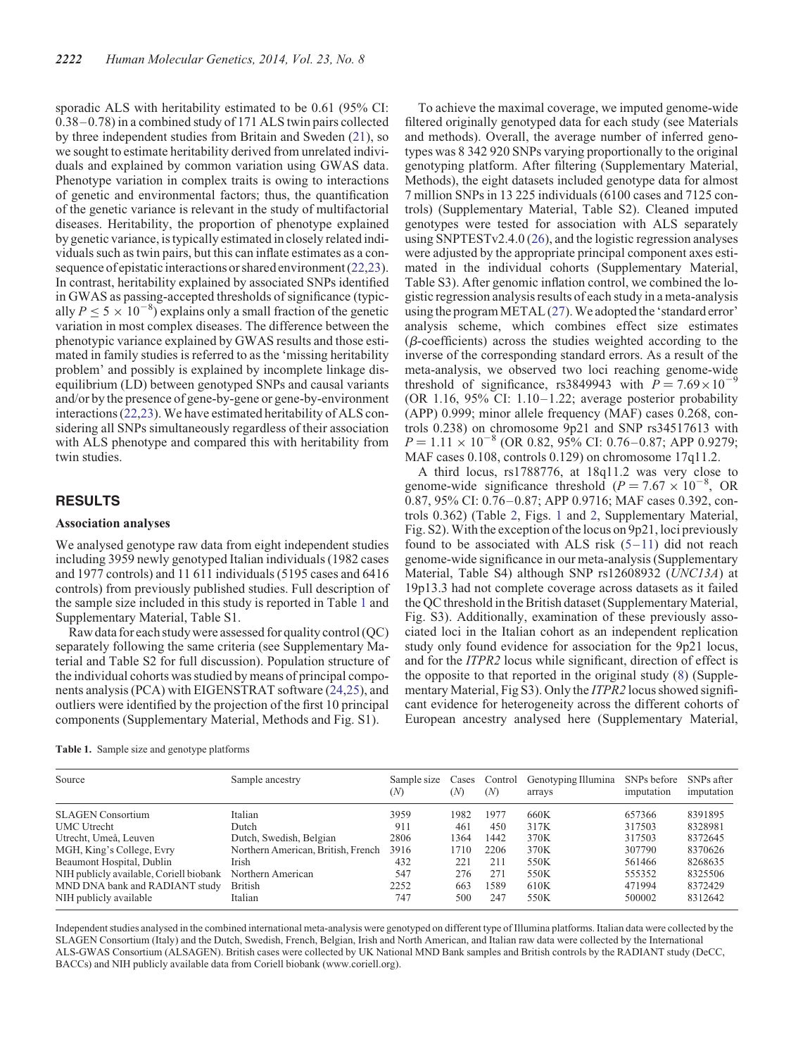sporadic ALS with heritability estimated to be 0.61 (95% CI: 0.38–0.78) in a combined study of 171 ALS twin pairs collected by three independent studies from Britain and Sweden (21), so we sought to estimate heritability derived from unrelated individuals and explained by common variation using GWAS data. Phenotype variation in complex traits is owing to interactions of genetic and environmental factors; thus, the quantification of the genetic variance is relevant in the study of multifactorial diseases. Heritability, the proportion of phenotype explained by genetic variance, is typically estimated in closely related individuals such as twin pairs, but this can inflate estimates as a consequence of epistatic interactions or shared environment (22,23). In contrast, heritability explained by associated SNPs identified in GWAS as passing-accepted thresholds of significance (typically $P \leq 5 \times 10^{-8}$) explains only a small fraction of the genetic variation in most complex diseases. The difference between the phenotypic variance explained by GWAS results and those estimated in family studies is referred to as the 'missing heritability problem' and possibly is explained by incomplete linkage disequilibrium (LD) between genotyped SNPs and causal variants and/or by the presence of gene-by-gene or gene-by-environment interactions (22,23). We have estimated heritability of ALS considering all SNPs simultaneously regardless of their association with ALS phenotype and compared this with heritability from twin studies.

## RESULTS

### Association analyses

We analysed genotype raw data from eight independent studies including 3959 newly genotyped Italian individuals (1982 cases and 1977 controls) and 11 611 individuals (5195 cases and 6416 controls) from previously published studies. Full description of the sample size included in this study is reported in Table 1 and Supplementary Material, Table S1.

Raw data for each study were assessed for quality control (QC) separately following the same criteria (see Supplementary Material and Table S2 for full discussion). Population structure of the individual cohorts was studied by means of principal components analysis (PCA) with EIGENSTRAT software (24,25), and outliers were identified by the projection of the first 10 principal components (Supplementary Material, Methods and Fig. S1).

To achieve the maximal coverage, we imputed genome-wide filtered originally genotyped data for each study (see Materials and Methods). Overall, the average number of inferred genotypes was 8 342 920 SNPs varying proportionally to the original genotyping platform. After filtering (Supplementary Material, Methods), the eight datasets included genotype data for almost 7 million SNPs in 13 225 individuals (6100 cases and 7125 controls) (Supplementary Material, Table S2). Cleaned imputed genotypes were tested for association with ALS separately using SNPTESTv2.4.0 (26), and the logistic regression analyses were adjusted by the appropriate principal component axes estimated in the individual cohorts (Supplementary Material, Table S3). After genomic inflation control, we combined the logistic regression analysis results of each study in a meta-analysis using the program METAL (27). We adopted the 'standard error' analysis scheme, which combines effect size estimates ($\beta$-coefficients) across the studies weighted according to the inverse of the corresponding standard errors. As a result of the meta-analysis, we observed two loci reaching genome-wide threshold of significance, rs3849943 with $P = 7.69 \times 10^{-9}$ (OR 1.16, 95% CI: 1.10–1.22; average posterior probability (APP) 0.999; minor allele frequency (MAF) cases 0.268, controls 0.238) on chromosome 9p21 and SNP rs34517613 with $P = 1.11 \times 10^{-8}$ (OR 0.82, 95% CI: 0.76–0.87; APP 0.9279; MAF cases 0.108, controls 0.129) on chromosome 17q11.2.

A third locus, rs1788776, at 18q11.2 was very close to genome-wide significance threshold ($P = 7.67 \times 10^{-8}$, OR 0.87, 95% CI: 0.76–0.87; APP 0.9716; MAF cases 0.392, controls 0.362) (Table 2, Figs. 1 and 2, Supplementary Material, Fig. S2). With the exception of the locus on 9p21, loci previously found to be associated with ALS risk (5–11) did not reach genome-wide significance in our meta-analysis (Supplementary Material, Table S4) although SNP rs12608932 (*UNC13A*) at 19p13.3 had not complete coverage across datasets as it failed the QC threshold in the British dataset (Supplementary Material, Fig. S3). Additionally, examination of these previously associated loci in the Italian cohort as an independent replication study only found evidence for association for the 9p21 locus, and for the *ITPR2* locus while significant, direction of effect is the opposite to that reported in the original study (8) (Supplementary Material, Fig S3). Only the *ITPR2* locus showed significant evidence for heterogeneity across the different cohorts of European ancestry analysed here (Supplementary Material,

**Table 1.** Sample size and genotype platforms

| Source | Sample ancestry | Sample size (N) | Cases (N) | Control (N) | Genotyping Illumina arrays | SNPs before imputation | SNPs after imputation |
|---|---|---|---|---|---|---|---|
| SLAGEN Consortium | Italian | 3959 | 1982 | 1977 | 660K | 657366 | 8391895 |
| UMC Utrecht | Dutch | 911 | 461 | 450 | 317K | 317503 | 8328981 |
| Utrecht, Umeå, Leuven | Dutch, Swedish, Belgian | 2806 | 1364 | 1442 | 370K | 317503 | 8372645 |
| MGH, King's College, Evry | Northern American, British, French | 3916 | 1710 | 2206 | 370K | 307790 | 8370626 |
| Beaumont Hospital, Dublin | Irish | 432 | 221 | 211 | 550K | 561466 | 8268635 |
| NIH publicly available, Coriell biobank | Northern American | 547 | 276 | 271 | 550K | 555352 | 8325506 |
| MND DNA bank and RADIANT study | British | 2252 | 663 | 1589 | 610K | 471994 | 8372429 |
| NIH publicly available | Italian | 747 | 500 | 247 | 550K | 500002 | 8312642 |

Independent studies analysed in the combined international meta-analysis were genotyped on different type of Illumina platforms. Italian data were collected by the SLAGEN Consortium (Italy) and the Dutch, Swedish, French, Belgian, Irish and North American, and Italian raw data were collected by the International ALS-GWAS Consortium (ALSAGEN). British cases were collected by UK National MND Bank samples and British controls by the RADIANT study (DeCC, BACCs) and NIH publicly available data from Coriell biobank (www.coriell.org).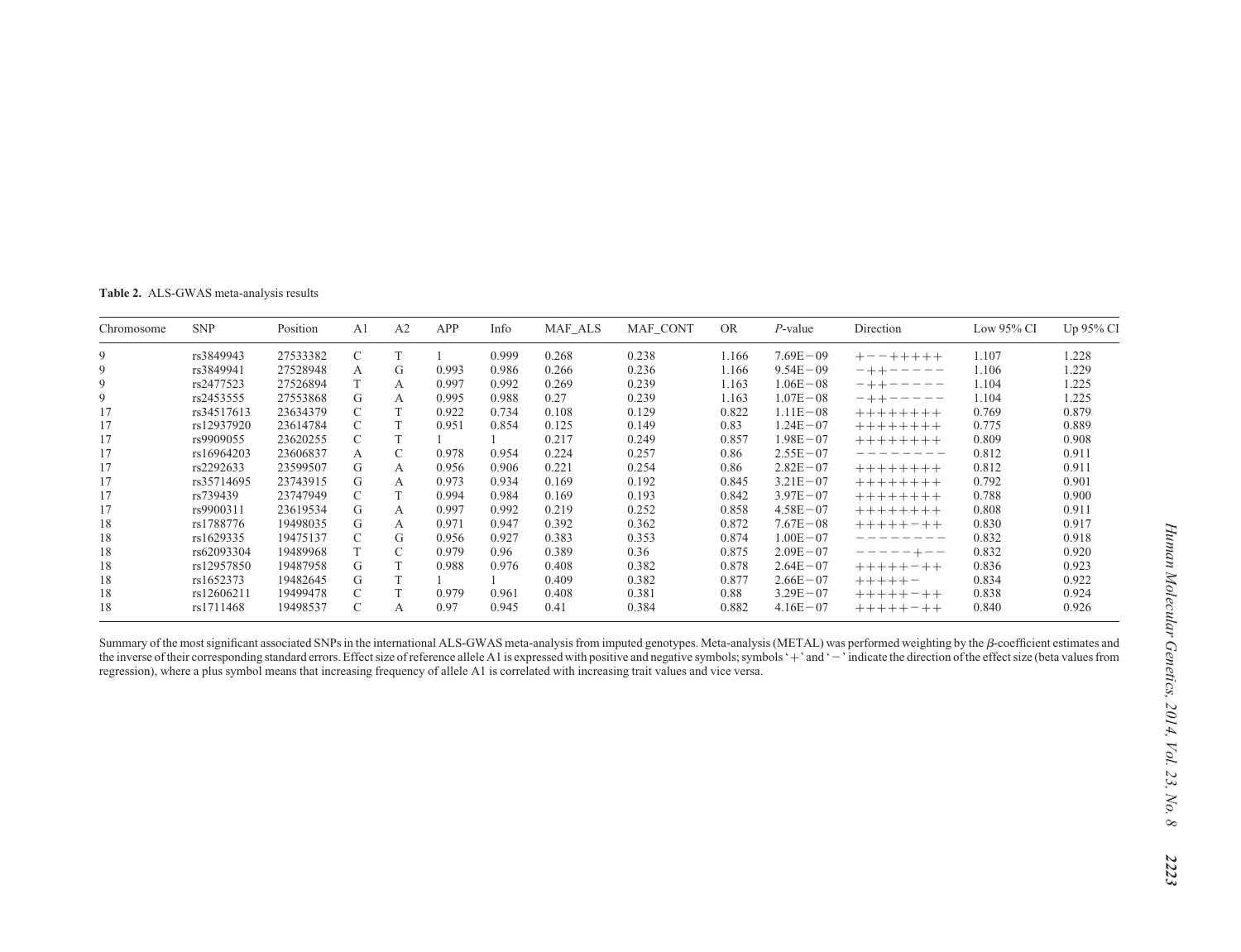**Table 2.** ALS-GWAS meta-analysis results

| Chromosome | SNP | Position | A1 | A2 | APP | Info | MAF_ALS | MAF_CONT | OR | *P*-value | Direction | Low 95% CI | Up 95% CI |
|---|---|---|---|---|---|---|---|---|---|---|---|---|---|
| 9 | rs3849943 | 27533382 | C | T | 1 | 0.999 | 0.268 | 0.238 | 1.166 | 7.69E−09 | +−−+++++ | 1.107 | 1.228 |
| 9 | rs3849941 | 27528948 | A | G | 0.993 | 0.986 | 0.266 | 0.236 | 1.166 | 9.54E−09 | −++−−−−− | 1.106 | 1.229 |
| 9 | rs2477523 | 27526894 | T | A | 0.997 | 0.992 | 0.269 | 0.239 | 1.163 | 1.06E−08 | −++−−−−− | 1.104 | 1.225 |
| 9 | rs2453555 | 27553868 | G | A | 0.995 | 0.988 | 0.27 | 0.239 | 1.163 | 1.07E−08 | −++−−−−− | 1.104 | 1.225 |
| 17 | rs34517613 | 23634379 | C | T | 0.922 | 0.734 | 0.108 | 0.129 | 0.822 | 1.11E−08 | ++++++++ | 0.769 | 0.879 |
| 17 | rs12937920 | 23614784 | C | T | 0.951 | 0.854 | 0.125 | 0.149 | 0.83 | 1.24E−07 | ++++++++ | 0.775 | 0.889 |
| 17 | rs9909055 | 23620255 | C | T | 1 | 1 | 0.217 | 0.249 | 0.857 | 1.98E−07 | ++++++++ | 0.809 | 0.908 |
| 17 | rs16964203 | 23606837 | A | C | 0.978 | 0.954 | 0.224 | 0.257 | 0.86 | 2.55E−07 | −−−−−−−− | 0.812 | 0.911 |
| 17 | rs2292633 | 23599507 | G | A | 0.956 | 0.906 | 0.221 | 0.254 | 0.86 | 2.82E−07 | ++++++++ | 0.812 | 0.911 |
| 17 | rs35714695 | 23743915 | G | A | 0.973 | 0.934 | 0.169 | 0.192 | 0.845 | 3.21E−07 | ++++++++ | 0.792 | 0.901 |
| 17 | rs739439 | 23747949 | C | T | 0.994 | 0.984 | 0.169 | 0.193 | 0.842 | 3.97E−07 | ++++++++ | 0.788 | 0.900 |
| 17 | rs9900311 | 23619534 | G | A | 0.997 | 0.992 | 0.219 | 0.252 | 0.858 | 4.58E−07 | ++++++++ | 0.808 | 0.911 |
| 18 | rs1788776 | 19498035 | G | A | 0.971 | 0.947 | 0.392 | 0.362 | 0.872 | 7.67E−08 | +++++−++ | 0.830 | 0.917 |
| 18 | rs1629335 | 19475137 | C | G | 0.956 | 0.927 | 0.383 | 0.353 | 0.874 | 1.00E−07 | −−−−−−−− | 0.832 | 0.918 |
| 18 | rs62093304 | 19489968 | T | C | 0.979 | 0.96 | 0.389 | 0.36 | 0.875 | 2.09E−07 | −−−−−+−− | 0.832 | 0.920 |
| 18 | rs12957850 | 19487958 | G | T | 0.988 | 0.976 | 0.408 | 0.382 | 0.878 | 2.64E−07 | +++++−++ | 0.836 | 0.923 |
| 18 | rs1652373 | 19482645 | G | T | 1 | 1 | 0.409 | 0.382 | 0.877 | 2.66E−07 | +++++− | 0.834 | 0.922 |
| 18 | rs12606211 | 19499478 | C | T | 0.979 | 0.961 | 0.408 | 0.381 | 0.88 | 3.29E−07 | +++++−++ | 0.838 | 0.924 |
| 18 | rs1711468 | 19498537 | C | A | 0.97 | 0.945 | 0.41 | 0.384 | 0.882 | 4.16E−07 | +++++−++ | 0.840 | 0.926 |

Summary of the most significant associated SNPs in the international ALS-GWAS meta-analysis from imputed genotypes. Meta-analysis (METAL) was performed weighting by the $\beta$-coefficient estimates and the inverse of their corresponding standard errors. Effect size of reference allele A1 is expressed with positive and negative symbols; symbols '+' and '−' indicate the direction of the effect size (beta values from regression), where a plus symbol means that increasing frequency of allele A1 is correlated with increasing trait values and vice versa.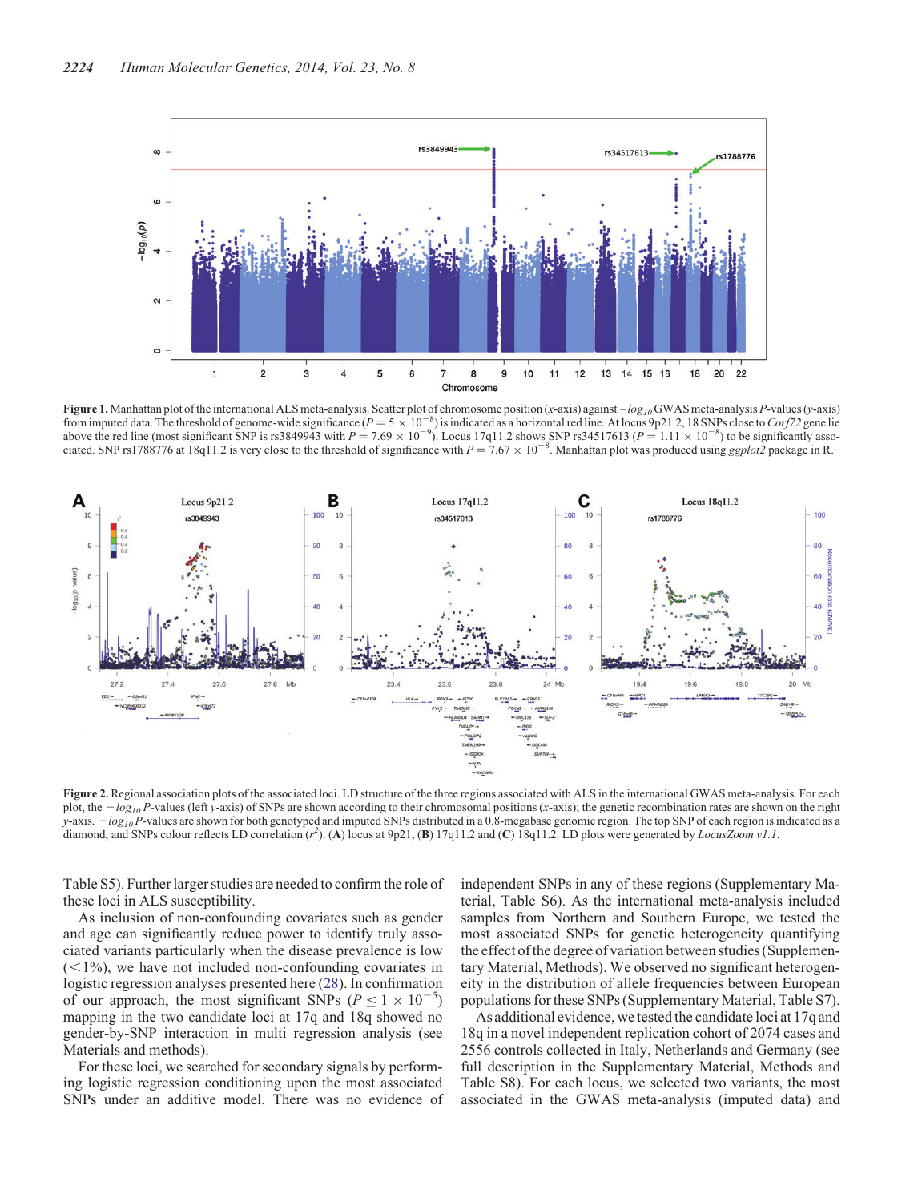rs3849943

rs34517613

rs1788776

$-\log_{10}(p)$

0 2 4 6 8

1 2 3 4 5 6 7 8 9 10 11 12 13 14 15 16 18 20 22

Chromosome

**Figure 1.** Manhattan plot of the international ALS meta-analysis. Scatter plot of chromosome position (*x*-axis) against $-log_{10}$ GWAS meta-analysis *P*-values (*y*-axis) from imputed data. The threshold of genome-wide significance ($P = 5 \times 10^{-8}$) is indicated as a horizontal red line. At locus 9p21.2, 18 SNPs close to *Corf72* gene lie above the red line (most significant SNP is rs3849943 with $P = 7.69 \times 10^{-9}$). Locus 17q11.2 shows SNP rs34517613 ($P = 1.11 \times 10^{-8}$) to be significantly associated. SNP rs1788776 at 18q11.2 is very close to the threshold of significance with $P = 7.67 \times 10^{-8}$. Manhattan plot was produced using *ggplot2* package in R.

A Locus 9p21.2 rs3849943

B Locus 17q11.2 rs34517613

C Locus 18q11.2 rs1788776

**Figure 2.** Regional association plots of the associated loci. LD structure of the three regions associated with ALS in the international GWAS meta-analysis. For each plot, the $-log_{10}$ *P*-values (left *y*-axis) of SNPs are shown according to their chromosomal positions (*x*-axis); the genetic recombination rates are shown on the right *y*-axis. $-log_{10}$ *P*-values are shown for both genotyped and imputed SNPs distributed in a 0.8-megabase genomic region. The top SNP of each region is indicated as a diamond, and SNPs colour reflects LD correlation ($r^2$). (**A**) locus at 9p21, (**B**) 17q11.2 and (**C**) 18q11.2. LD plots were generated by *LocusZoom v1.1*.

Table S5). Further larger studies are needed to confirm the role of these loci in ALS susceptibility.

As inclusion of non-confounding covariates such as gender and age can significantly reduce power to identify truly associated variants particularly when the disease prevalence is low (<1%), we have not included non-confounding covariates in logistic regression analyses presented here (28). In confirmation of our approach, the most significant SNPs ($P \leq 1 \times 10^{-5}$) mapping in the two candidate loci at 17q and 18q showed no gender-by-SNP interaction in multi regression analysis (see Materials and methods).

For these loci, we searched for secondary signals by performing logistic regression conditioning upon the most associated SNPs under an additive model. There was no evidence of independent SNPs in any of these regions (Supplementary Material, Table S6). As the international meta-analysis included samples from Northern and Southern Europe, we tested the most associated SNPs for genetic heterogeneity quantifying the effect of the degree of variation between studies (Supplementary Material, Methods). We observed no significant heterogeneity in the distribution of allele frequencies between European populations for these SNPs (Supplementary Material, Table S7).

As additional evidence, we tested the candidate loci at 17q and 18q in a novel independent replication cohort of 2074 cases and 2556 controls collected in Italy, Netherlands and Germany (see full description in the Supplementary Material, Methods and Table S8). For each locus, we selected two variants, the most associated in the GWAS meta-analysis (imputed data) and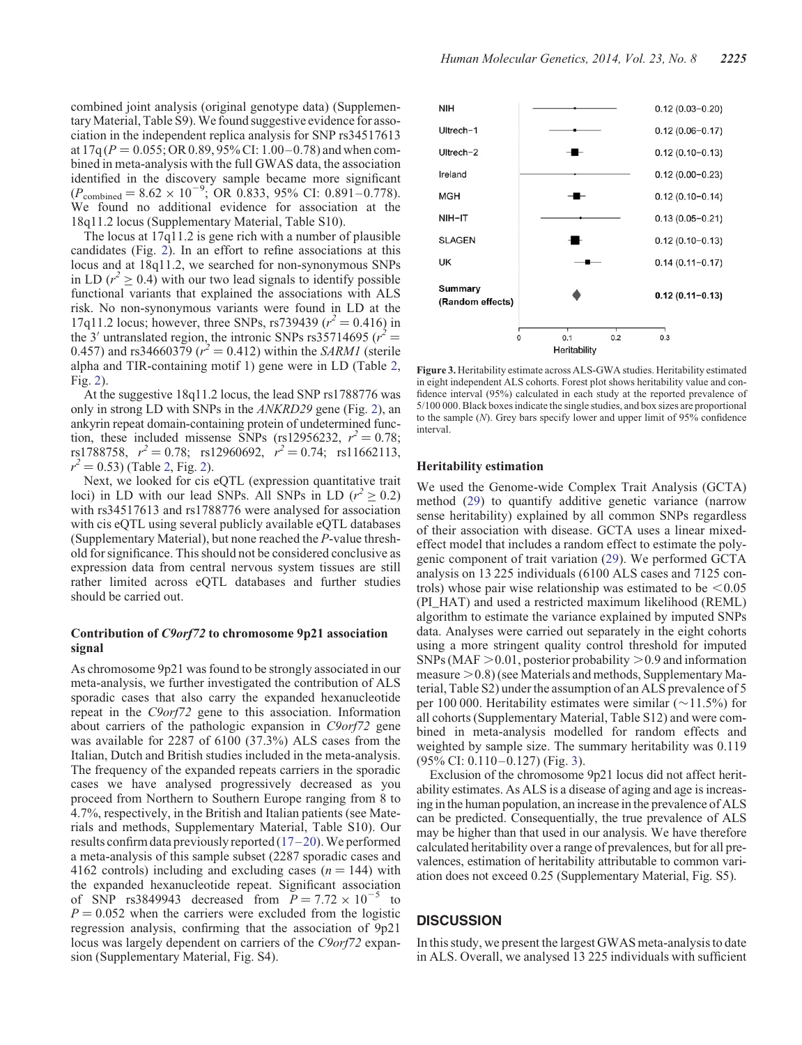combined joint analysis (original genotype data) (Supplementary Material, Table S9). We found suggestive evidence for association in the independent replica analysis for SNP rs34517613 at 17q ($P = 0.055$; OR 0.89, 95% CI: 1.00–0.78) and when combined in meta-analysis with the full GWAS data, the association identified in the discovery sample became more significant ($P_{\text{combined}} = 8.62 \times 10^{-9}$; OR 0.833, 95% CI: 0.891–0.778). We found no additional evidence for association at the 18q11.2 locus (Supplementary Material, Table S10).

The locus at 17q11.2 is gene rich with a number of plausible candidates (Fig. 2). In an effort to refine associations at this locus and at 18q11.2, we searched for non-synonymous SNPs in LD ($r^2 \geq 0.4$) with our two lead signals to identify possible functional variants that explained the associations with ALS risk. No non-synonymous variants were found in LD at the 17q11.2 locus; however, three SNPs, rs739439 ($r^2 = 0.416$) in the 3′ untranslated region, the intronic SNPs rs35714695 ($r^2 = 0.457$) and rs34660379 ($r^2 = 0.412$) within the *SARM1* (sterile alpha and TIR-containing motif 1) gene were in LD (Table 2, Fig. 2).

At the suggestive 18q11.2 locus, the lead SNP rs1788776 was only in strong LD with SNPs in the *ANKRD29* gene (Fig. 2), an ankyrin repeat domain-containing protein of undetermined function, these included missense SNPs (rs12956232, $r^2 = 0.78$; rs1788758, $r^2 = 0.78$; rs12960692, $r^2 = 0.74$; rs11662113, $r^2 = 0.53$) (Table 2, Fig. 2).

Next, we looked for cis eQTL (expression quantitative trait loci) in LD with our lead SNPs. All SNPs in LD ($r^2 \geq 0.2$) with rs34517613 and rs1788776 were analysed for association with cis eQTL using several publicly available eQTL databases (Supplementary Material), but none reached the *P*-value threshold for significance. This should not be considered conclusive as expression data from central nervous system tissues are still rather limited across eQTL databases and further studies should be carried out.

### Contribution of *C9orf72* to chromosome 9p21 association signal

As chromosome 9p21 was found to be strongly associated in our meta-analysis, we further investigated the contribution of ALS sporadic cases that also carry the expanded hexanucleotide repeat in the *C9orf72* gene to this association. Information about carriers of the pathologic expansion in *C9orf72* gene was available for 2287 of 6100 (37.3%) ALS cases from the Italian, Dutch and British studies included in the meta-analysis. The frequency of the expanded repeats carriers in the sporadic cases we have analysed progressively decreased as you proceed from Northern to Southern Europe ranging from 8 to 4.7%, respectively, in the British and Italian patients (see Materials and methods, Supplementary Material, Table S10). Our results confirm data previously reported (17–20). We performed a meta-analysis of this sample subset (2287 sporadic cases and 4162 controls) including and excluding cases ($n = 144$) with the expanded hexanucleotide repeat. Significant association of SNP rs3849943 decreased from $P = 7.72 \times 10^{-5}$ to $P = 0.052$ when the carriers were excluded from the logistic regression analysis, confirming that the association of 9p21 locus was largely dependent on carriers of the *C9orf72* expansion (Supplementary Material, Fig. S4).

NIH 0.12 (0.03–0.20)
Ultrech-1 0.12 (0.06–0.17)
Ultrech-2 0.12 (0.10–0.13)
Ireland 0.12 (0.00–0.23)
MGH 0.12 (0.10–0.14)
NIH-IT 0.13 (0.05–0.21)
SLAGEN 0.12 (0.10–0.13)
UK 0.14 (0.11–0.17)
Summary (Random effects) **0.12 (0.11–0.13)**
0 0.1 0.2 0.3
Heritability

**Figure 3.** Heritability estimate across ALS-GWA studies. Heritability estimated in eight independent ALS cohorts. Forest plot shows heritability value and confidence interval (95%) calculated in each study at the reported prevalence of 5/100 000. Black boxes indicate the single studies, and box sizes are proportional to the sample (*N*). Grey bars specify lower and upper limit of 95% confidence interval.

### Heritability estimation

We used the Genome-wide Complex Trait Analysis (GCTA) method (29) to quantify additive genetic variance (narrow sense heritability) explained by all common SNPs regardless of their association with disease. GCTA uses a linear mixed-effect model that includes a random effect to estimate the polygenic component of trait variation (29). We performed GCTA analysis on 13 225 individuals (6100 ALS cases and 7125 controls) whose pair wise relationship was estimated to be $<0.05$ (PI_HAT) and used a restricted maximum likelihood (REML) algorithm to estimate the variance explained by imputed SNPs data. Analyses were carried out separately in the eight cohorts using a more stringent quality control threshold for imputed SNPs (MAF $>0.01$, posterior probability $>0.9$ and information measure $>0.8$) (see Materials and methods, Supplementary Material, Table S2) under the assumption of an ALS prevalence of 5 per 100 000. Heritability estimates were similar ($\sim$11.5%) for all cohorts (Supplementary Material, Table S12) and were combined in meta-analysis modelled for random effects and weighted by sample size. The summary heritability was 0.119 (95% CI: 0.110–0.127) (Fig. 3).

Exclusion of the chromosome 9p21 locus did not affect heritability estimates. As ALS is a disease of aging and age is increasing in the human population, an increase in the prevalence of ALS can be predicted. Consequentially, the true prevalence of ALS may be higher than that used in our analysis. We have therefore calculated heritability over a range of prevalences, but for all prevalences, estimation of heritability attributable to common variation does not exceed 0.25 (Supplementary Material, Fig. S5).

## DISCUSSION

In this study, we present the largest GWAS meta-analysis to date in ALS. Overall, we analysed 13 225 individuals with sufficient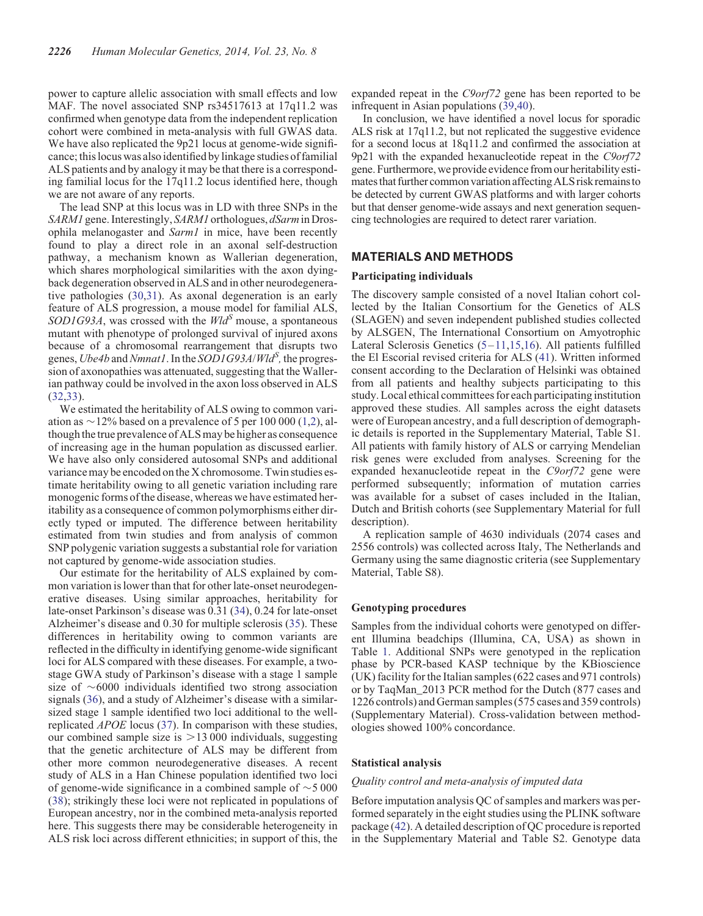power to capture allelic association with small effects and low MAF. The novel associated SNP rs34517613 at 17q11.2 was confirmed when genotype data from the independent replication cohort were combined in meta-analysis with full GWAS data. We have also replicated the 9p21 locus at genome-wide significance; this locus was also identified by linkage studies of familial ALS patients and by analogy it may be that there is a corresponding familial locus for the 17q11.2 locus identified here, though we are not aware of any reports.

The lead SNP at this locus was in LD with three SNPs in the *SARM1* gene. Interestingly, *SARM1* orthologues, *dSarm* in Drosophila melanogaster and *Sarm1* in mice, have been recently found to play a direct role in an axonal self-destruction pathway, a mechanism known as Wallerian degeneration, which shares morphological similarities with the axon dying-back degeneration observed in ALS and in other neurodegenerative pathologies (30,31). As axonal degeneration is an early feature of ALS progression, a mouse model for familial ALS, *SOD1G93A*, was crossed with the *Wld*$^S$ mouse, a spontaneous mutant with phenotype of prolonged survival of injured axons because of a chromosomal rearrangement that disrupts two genes, *Ube4b* and *Nmnat1*. In the *SOD1G93A*/*Wld*$^S$, the progression of axonopathies was attenuated, suggesting that the Wallerian pathway could be involved in the axon loss observed in ALS (32,33).

We estimated the heritability of ALS owing to common variation as ~12% based on a prevalence of 5 per 100 000 (1,2), although the true prevalence of ALS may be higher as consequence of increasing age in the human population as discussed earlier. We have also only considered autosomal SNPs and additional variance may be encoded on the X chromosome. Twin studies estimate heritability owing to all genetic variation including rare monogenic forms of the disease, whereas we have estimated heritability as a consequence of common polymorphisms either directly typed or imputed. The difference between heritability estimated from twin studies and from analysis of common SNP polygenic variation suggests a substantial role for variation not captured by genome-wide association studies.

Our estimate for the heritability of ALS explained by common variation is lower than that for other late-onset neurodegenerative diseases. Using similar approaches, heritability for late-onset Parkinson's disease was 0.31 (34), 0.24 for late-onset Alzheimer's disease and 0.30 for multiple sclerosis (35). These differences in heritability owing to common variants are reflected in the difficulty in identifying genome-wide significant loci for ALS compared with these diseases. For example, a two-stage GWA study of Parkinson's disease with a stage 1 sample size of ~6000 individuals identified two strong association signals (36), and a study of Alzheimer's disease with a similar-sized stage 1 sample identified two loci additional to the well-replicated *APOE* locus (37). In comparison with these studies, our combined sample size is >13 000 individuals, suggesting that the genetic architecture of ALS may be different from other more common neurodegenerative diseases. A recent study of ALS in a Han Chinese population identified two loci of genome-wide significance in a combined sample of ~5 000 (38); strikingly these loci were not replicated in populations of European ancestry, nor in the combined meta-analysis reported here. This suggests there may be considerable heterogeneity in ALS risk loci across different ethnicities; in support of this, the expanded repeat in the *C9orf72* gene has been reported to be infrequent in Asian populations (39,40).

In conclusion, we have identified a novel locus for sporadic ALS risk at 17q11.2, but not replicated the suggestive evidence for a second locus at 18q11.2 and confirmed the association at 9p21 with the expanded hexanucleotide repeat in the *C9orf72* gene. Furthermore, we provide evidence from our heritability estimates that further common variation affecting ALS risk remains to be detected by current GWAS platforms and with larger cohorts but that denser genome-wide assays and next generation sequencing technologies are required to detect rarer variation.

## MATERIALS AND METHODS

### Participating individuals

The discovery sample consisted of a novel Italian cohort collected by the Italian Consortium for the Genetics of ALS (SLAGEN) and seven independent published studies collected by ALSGEN, The International Consortium on Amyotrophic Lateral Sclerosis Genetics (5–11,15,16). All patients fulfilled the El Escorial revised criteria for ALS (41). Written informed consent according to the Declaration of Helsinki was obtained from all patients and healthy subjects participating to this study. Local ethical committees for each participating institution approved these studies. All samples across the eight datasets were of European ancestry, and a full description of demographic details is reported in the Supplementary Material, Table S1. All patients with family history of ALS or carrying Mendelian risk genes were excluded from analyses. Screening for the expanded hexanucleotide repeat in the *C9orf72* gene were performed subsequently; information of mutation carries was available for a subset of cases included in the Italian, Dutch and British cohorts (see Supplementary Material for full description).

A replication sample of 4630 individuals (2074 cases and 2556 controls) was collected across Italy, The Netherlands and Germany using the same diagnostic criteria (see Supplementary Material, Table S8).

### Genotyping procedures

Samples from the individual cohorts were genotyped on different Illumina beadchips (Illumina, CA, USA) as shown in Table 1. Additional SNPs were genotyped in the replication phase by PCR-based KASP technique by the KBioscience (UK) facility for the Italian samples (622 cases and 971 controls) or by TaqMan_2013 PCR method for the Dutch (877 cases and 1226 controls) and German samples (575 cases and 359 controls) (Supplementary Material). Cross-validation between methodologies showed 100% concordance.

### Statistical analysis

#### *Quality control and meta-analysis of imputed data*

Before imputation analysis QC of samples and markers was performed separately in the eight studies using the PLINK software package (42). A detailed description of QC procedure is reported in the Supplementary Material and Table S2. Genotype data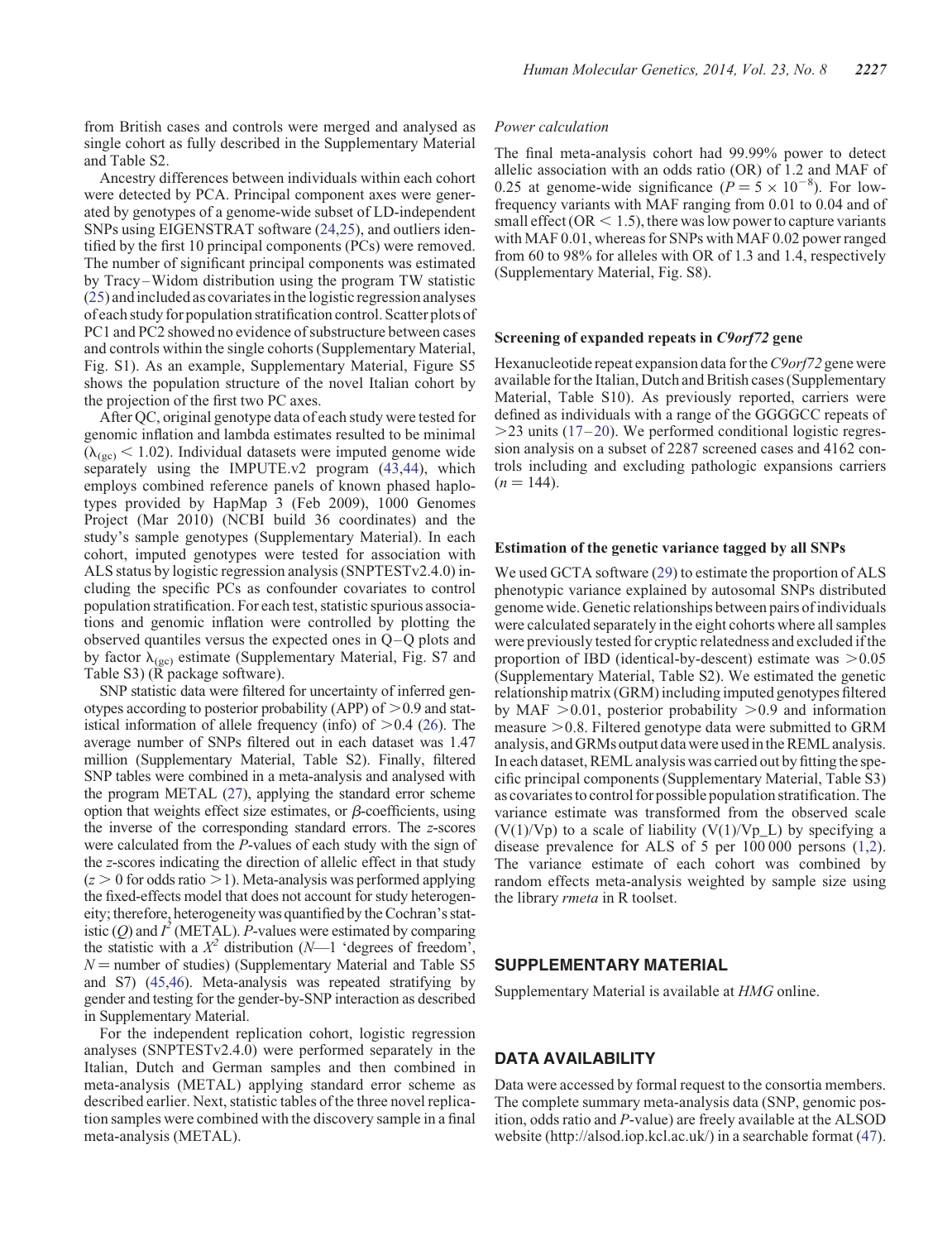from British cases and controls were merged and analysed as single cohort as fully described in the Supplementary Material and Table S2.

Ancestry differences between individuals within each cohort were detected by PCA. Principal component axes were generated by genotypes of a genome-wide subset of LD-independent SNPs using EIGENSTRAT software (24,25), and outliers identified by the first 10 principal components (PCs) were removed. The number of significant principal components was estimated by Tracy–Widom distribution using the program TW statistic (25) and included as covariates in the logistic regression analyses of each study for population stratification control. Scatter plots of PC1 and PC2 showed no evidence of substructure between cases and controls within the single cohorts (Supplementary Material, Fig. S1). As an example, Supplementary Material, Figure S5 shows the population structure of the novel Italian cohort by the projection of the first two PC axes.

After QC, original genotype data of each study were tested for genomic inflation and lambda estimates resulted to be minimal ($\lambda_{(gc)} < 1.02$). Individual datasets were imputed genome wide separately using the IMPUTE.v2 program (43,44), which employs combined reference panels of known phased haplotypes provided by HapMap 3 (Feb 2009), 1000 Genomes Project (Mar 2010) (NCBI build 36 coordinates) and the study's sample genotypes (Supplementary Material). In each cohort, imputed genotypes were tested for association with ALS status by logistic regression analysis (SNPTESTv2.4.0) including the specific PCs as confounder covariates to control population stratification. For each test, statistic spurious associations and genomic inflation were controlled by plotting the observed quantiles versus the expected ones in Q–Q plots and by factor $\lambda_{(gc)}$ estimate (Supplementary Material, Fig. S7 and Table S3) (R package software).

SNP statistic data were filtered for uncertainty of inferred genotypes according to posterior probability (APP) of $>0.9$ and statistical information of allele frequency (info) of $>0.4$ (26). The average number of SNPs filtered out in each dataset was 1.47 million (Supplementary Material, Table S2). Finally, filtered SNP tables were combined in a meta-analysis and analysed with the program METAL (27), applying the standard error scheme option that weights effect size estimates, or $\beta$-coefficients, using the inverse of the corresponding standard errors. The $z$-scores were calculated from the $P$-values of each study with the sign of the $z$-scores indicating the direction of allelic effect in that study ($z > 0$ for odds ratio $>1$). Meta-analysis was performed applying the fixed-effects model that does not account for study heterogeneity; therefore, heterogeneity was quantified by the Cochran's statistic ($Q$) and $I^2$ (METAL). $P$-values were estimated by comparing the statistic with a $X^2$ distribution ($N$—1 'degrees of freedom', $N$ = number of studies) (Supplementary Material and Table S5 and S7) (45,46). Meta-analysis was repeated stratifying by gender and testing for the gender-by-SNP interaction as described in Supplementary Material.

For the independent replication cohort, logistic regression analyses (SNPTESTv2.4.0) were performed separately in the Italian, Dutch and German samples and then combined in meta-analysis (METAL) applying standard error scheme as described earlier. Next, statistic tables of the three novel replication samples were combined with the discovery sample in a final meta-analysis (METAL).

### *Power calculation*

The final meta-analysis cohort had 99.99% power to detect allelic association with an odds ratio (OR) of 1.2 and MAF of 0.25 at genome-wide significance ($P = 5 \times 10^{-8}$). For low-frequency variants with MAF ranging from 0.01 to 0.04 and of small effect (OR $< 1.5$), there was low power to capture variants with MAF 0.01, whereas for SNPs with MAF 0.02 power ranged from 60 to 98% for alleles with OR of 1.3 and 1.4, respectively (Supplementary Material, Fig. S8).

### Screening of expanded repeats in *C9orf72* gene

Hexanucleotide repeat expansion data for the *C9orf72* gene were available for the Italian, Dutch and British cases (Supplementary Material, Table S10). As previously reported, carriers were defined as individuals with a range of the GGGGCC repeats of $>23$ units (17–20). We performed conditional logistic regression analysis on a subset of 2287 screened cases and 4162 controls including and excluding pathologic expansions carriers ($n = 144$).

### Estimation of the genetic variance tagged by all SNPs

We used GCTA software (29) to estimate the proportion of ALS phenotypic variance explained by autosomal SNPs distributed genome wide. Genetic relationships between pairs of individuals were calculated separately in the eight cohorts where all samples were previously tested for cryptic relatedness and excluded if the proportion of IBD (identical-by-descent) estimate was $>0.05$ (Supplementary Material, Table S2). We estimated the genetic relationship matrix (GRM) including imputed genotypes filtered by MAF $>0.01$, posterior probability $>0.9$ and information measure $>0.8$. Filtered genotype data were submitted to GRM analysis, and GRMs output data were used in the REML analysis. In each dataset, REML analysis was carried out by fitting the specific principal components (Supplementary Material, Table S3) as covariates to control for possible population stratification. The variance estimate was transformed from the observed scale (V(1)/Vp) to a scale of liability (V(1)/Vp_L) by specifying a disease prevalence for ALS of 5 per 100 000 persons (1,2). The variance estimate of each cohort was combined by random effects meta-analysis weighted by sample size using the library *rmeta* in R toolset.

## SUPPLEMENTARY MATERIAL

Supplementary Material is available at *HMG* online.

## DATA AVAILABILITY

Data were accessed by formal request to the consortia members. The complete summary meta-analysis data (SNP, genomic position, odds ratio and $P$-value) are freely available at the ALSOD website (http://alsod.iop.kcl.ac.uk/) in a searchable format (47).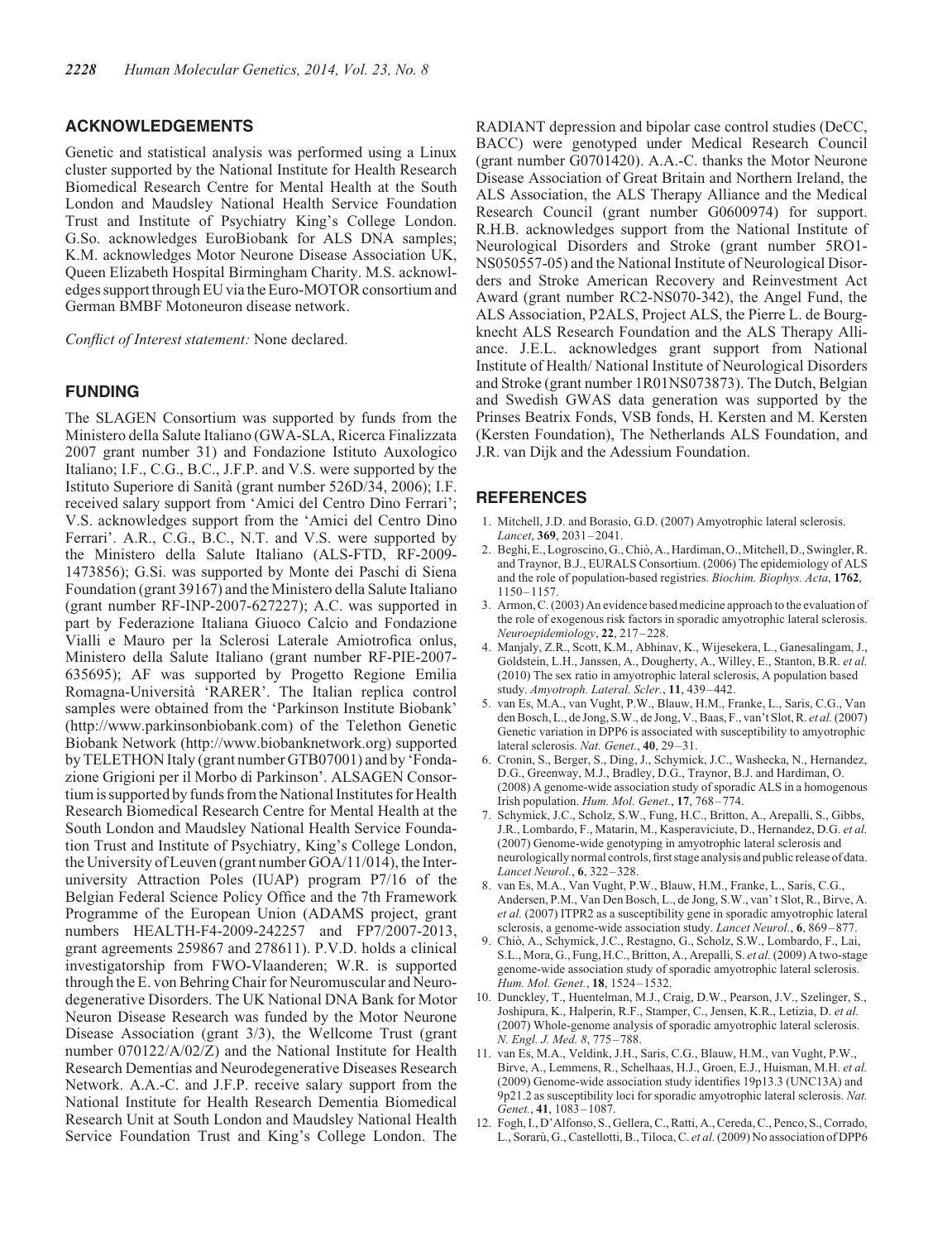## ACKNOWLEDGEMENTS

Genetic and statistical analysis was performed using a Linux cluster supported by the National Institute for Health Research Biomedical Research Centre for Mental Health at the South London and Maudsley National Health Service Foundation Trust and Institute of Psychiatry King's College London. G.So. acknowledges EuroBiobank for ALS DNA samples; K.M. acknowledges Motor Neurone Disease Association UK, Queen Elizabeth Hospital Birmingham Charity. M.S. acknowledges support through EU via the Euro-MOTOR consortium and German BMBF Motoneuron disease network.

*Conflict of Interest statement:* None declared.

## FUNDING

The SLAGEN Consortium was supported by funds from the Ministero della Salute Italiano (GWA-SLA, Ricerca Finalizzata 2007 grant number 31) and Fondazione Istituto Auxologico Italiano; I.F., C.G., B.C., J.F.P. and V.S. were supported by the Istituto Superiore di Sanità (grant number 526D/34, 2006); I.F. received salary support from 'Amici del Centro Dino Ferrari'; V.S. acknowledges support from the 'Amici del Centro Dino Ferrari'. A.R., C.G., B.C., N.T. and V.S. were supported by the Ministero della Salute Italiano (ALS-FTD, RF-2009-1473856); G.Si. was supported by Monte dei Paschi di Siena Foundation (grant 39167) and the Ministero della Salute Italiano (grant number RF-INP-2007-627227); A.C. was supported in part by Federazione Italiana Giuoco Calcio and Fondazione Vialli e Mauro per la Sclerosi Laterale Amiotrofica onlus, Ministero della Salute Italiano (grant number RF-PIE-2007-635695); AF was supported by Progetto Regione Emilia Romagna-Università 'RARER'. The Italian replica control samples were obtained from the 'Parkinson Institute Biobank' (http://www.parkinsonbiobank.com) of the Telethon Genetic Biobank Network (http://www.biobanknetwork.org) supported by TELETHON Italy (grant number GTB07001) and by 'Fondazione Grigioni per il Morbo di Parkinson'. ALSAGEN Consortium is supported by funds from the National Institutes for Health Research Biomedical Research Centre for Mental Health at the South London and Maudsley National Health Service Foundation Trust and Institute of Psychiatry, King's College London, the University of Leuven (grant number GOA/11/014), the Interuniversity Attraction Poles (IUAP) program P7/16 of the Belgian Federal Science Policy Office and the 7th Framework Programme of the European Union (ADAMS project, grant numbers HEALTH-F4-2009-242257 and FP7/2007-2013, grant agreements 259867 and 278611). P.V.D. holds a clinical investigatorship from FWO-Vlaanderen; W.R. is supported through the E. von Behring Chair for Neuromuscular and Neurodegenerative Disorders. The UK National DNA Bank for Motor Neuron Disease Research was funded by the Motor Neurone Disease Association (grant 3/3), the Wellcome Trust (grant number 070122/A/02/Z) and the National Institute for Health Research Dementias and Neurodegenerative Diseases Research Network. A.A.-C. and J.F.P. receive salary support from the National Institute for Health Research Dementia Biomedical Research Unit at South London and Maudsley National Health Service Foundation Trust and King's College London. The RADIANT depression and bipolar case control studies (DeCC, BACC) were genotyped under Medical Research Council (grant number G0701420). A.A.-C. thanks the Motor Neurone Disease Association of Great Britain and Northern Ireland, the ALS Association, the ALS Therapy Alliance and the Medical Research Council (grant number G0600974) for support. R.H.B. acknowledges support from the National Institute of Neurological Disorders and Stroke (grant number 5RO1-NS050557-05) and the National Institute of Neurological Disorders and Stroke American Recovery and Reinvestment Act Award (grant number RC2-NS070-342), the Angel Fund, the ALS Association, P2ALS, Project ALS, the Pierre L. de Bourgknecht ALS Research Foundation and the ALS Therapy Alliance. J.E.L. acknowledges grant support from National Institute of Health/ National Institute of Neurological Disorders and Stroke (grant number 1R01NS073873). The Dutch, Belgian and Swedish GWAS data generation was supported by the Prinses Beatrix Fonds, VSB fonds, H. Kersten and M. Kersten (Kersten Foundation), The Netherlands ALS Foundation, and J.R. van Dijk and the Adessium Foundation.

## REFERENCES

1. Mitchell, J.D. and Borasio, G.D. (2007) Amyotrophic lateral sclerosis. *Lancet*, **369**, 2031–2041.
2. Beghi, E., Logroscino, G., Chiò, A., Hardiman, O., Mitchell, D., Swingler, R. and Traynor, B.J., EURALS Consortium. (2006) The epidemiology of ALS and the role of population-based registries. *Biochim. Biophys. Acta*, **1762**, 1150–1157.
3. Armon, C. (2003) An evidence based medicine approach to the evaluation of the role of exogenous risk factors in sporadic amyotrophic lateral sclerosis. *Neuroepidemiology*, **22**, 217–228.
4. Manjaly, Z.R., Scott, K.M., Abhinav, K., Wijesekera, L., Ganesalingam, J., Goldstein, L.H., Janssen, A., Dougherty, A., Willey, E., Stanton, B.R. *et al.* (2010) The sex ratio in amyotrophic lateral sclerosis, A population based study. *Amyotroph. Lateral. Scler.*, **11**, 439–442.
5. van Es, M.A., van Vught, P.W., Blauw, H.M., Franke, L., Saris, C.G., Van den Bosch, L., de Jong, S.W., de Jong, V., Baas, F., van't Slot, R. *et al.* (2007) Genetic variation in DPP6 is associated with susceptibility to amyotrophic lateral sclerosis. *Nat. Genet.*, **40**, 29–31.
6. Cronin, S., Berger, S., Ding, J., Schymick, J.C., Washecka, N., Hernandez, D.G., Greenway, M.J., Bradley, D.G., Traynor, B.J. and Hardiman, O. (2008) A genome-wide association study of sporadic ALS in a homogenous Irish population. *Hum. Mol. Genet.*, **17**, 768–774.
7. Schymick, J.C., Scholz, S.W., Fung, H.C., Britton, A., Arepalli, S., Gibbs, J.R., Lombardo, F., Matarin, M., Kasperaviciute, D., Hernandez, D.G. *et al.* (2007) Genome-wide genotyping in amyotrophic lateral sclerosis and neurologically normal controls, first stage analysis and public release of data. *Lancet Neurol.*, **6**, 322–328.
8. van Es, M.A., Van Vught, P.W., Blauw, H.M., Franke, L., Saris, C.G., Andersen, P.M., Van Den Bosch, L., de Jong, S.W., van' t Slot, R., Birve, A. *et al.* (2007) ITPR2 as a susceptibility gene in sporadic amyotrophic lateral sclerosis, a genome-wide association study. *Lancet Neurol.*, **6**, 869–877.
9. Chiò, A., Schymick, J.C., Restagno, G., Scholz, S.W., Lombardo, F., Lai, S.L., Mora, G., Fung, H.C., Britton, A., Arepalli, S. *et al.* (2009) A two-stage genome-wide association study of sporadic amyotrophic lateral sclerosis. *Hum. Mol. Genet.*, **18**, 1524–1532.
10. Dunckley, T., Huentelman, M.J., Craig, D.W., Pearson, J.V., Szelinger, S., Joshipura, K., Halperin, R.F., Stamper, C., Jensen, K.R., Letizia, D. *et al.* (2007) Whole-genome analysis of sporadic amyotrophic lateral sclerosis. *N. Engl. J. Med. 8*, 775–788.
11. van Es, M.A., Veldink, J.H., Saris, C.G., Blauw, H.M., van Vught, P.W., Birve, A., Lemmens, R., Schelhaas, H.J., Groen, E.J., Huisman, M.H. *et al.* (2009) Genome-wide association study identifies 19p13.3 (UNC13A) and 9p21.2 as susceptibility loci for sporadic amyotrophic lateral sclerosis. *Nat. Genet.*, **41**, 1083–1087.
12. Fogh, I., D'Alfonso, S., Gellera, C., Ratti, A., Cereda, C., Penco, S., Corrado, L., Sorarù, G., Castellotti, B., Tiloca, C. *et al.* (2009) No association of DPP6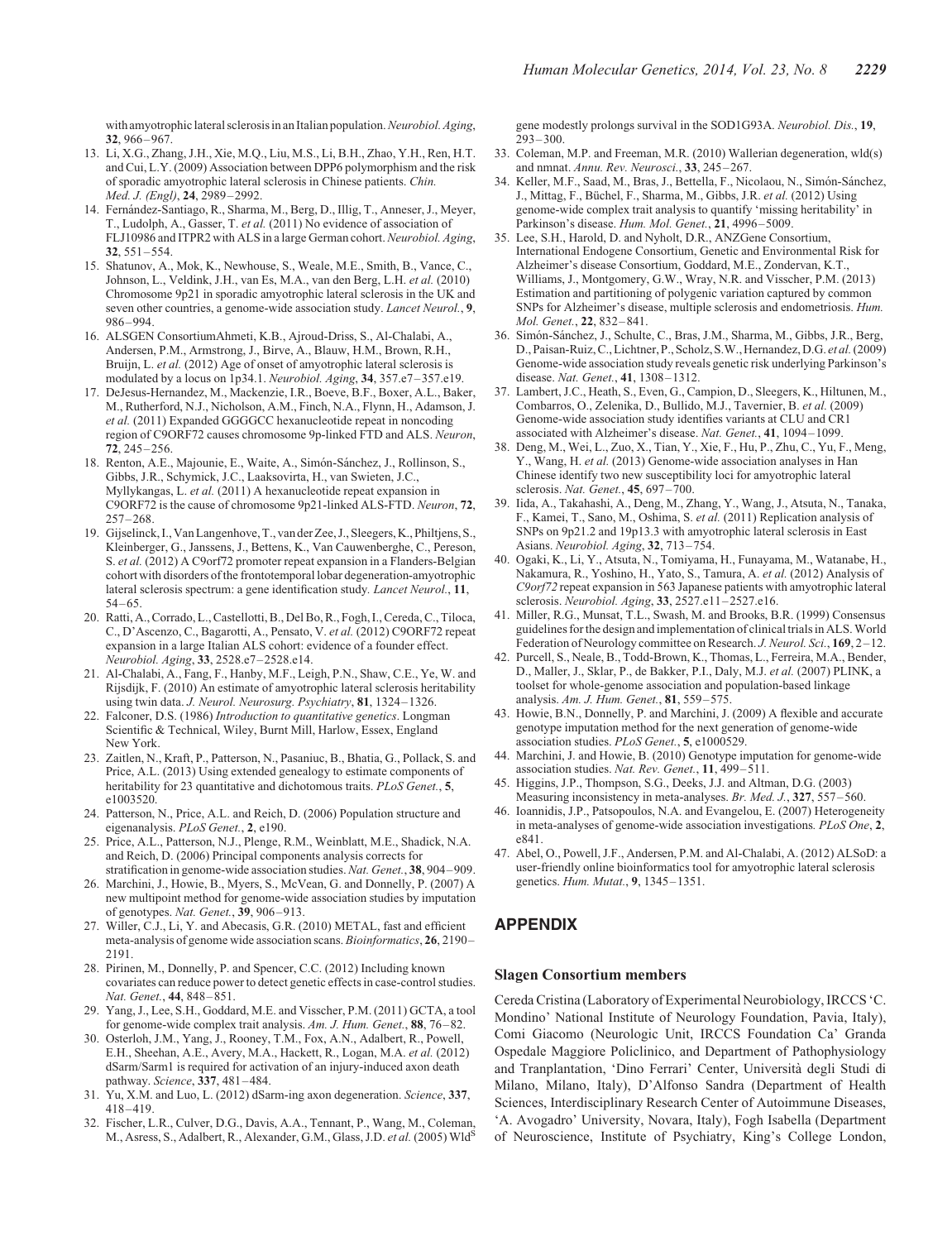with amyotrophic lateral sclerosis in an Italian population. *Neurobiol. Aging*, **32**, 966–967.

13. Li, X.G., Zhang, J.H., Xie, M.Q., Liu, M.S., Li, B.H., Zhao, Y.H., Ren, H.T. and Cui, L.Y. (2009) Association between DPP6 polymorphism and the risk of sporadic amyotrophic lateral sclerosis in Chinese patients. *Chin. Med. J. (Engl)*, **24**, 2989–2992.
14. Fernández-Santiago, R., Sharma, M., Berg, D., Illig, T., Anneser, J., Meyer, T., Ludolph, A., Gasser, T. *et al.* (2011) No evidence of association of FLJ10986 and ITPR2 with ALS in a large German cohort. *Neurobiol. Aging*, **32**, 551–554.
15. Shatunov, A., Mok, K., Newhouse, S., Weale, M.E., Smith, B., Vance, C., Johnson, L., Veldink, J.H., van Es, M.A., van den Berg, L.H. *et al.* (2010) Chromosome 9p21 in sporadic amyotrophic lateral sclerosis in the UK and seven other countries, a genome-wide association study. *Lancet Neurol.*, **9**, 986–994.
16. ALSGEN ConsortiumAhmeti, K.B., Ajroud-Driss, S., Al-Chalabi, A., Andersen, P.M., Armstrong, J., Birve, A., Blauw, H.M., Brown, R.H., Bruijn, L. *et al.* (2012) Age of onset of amyotrophic lateral sclerosis is modulated by a locus on 1p34.1. *Neurobiol. Aging*, **34**, 357.e7–357.e19.
17. DeJesus-Hernandez, M., Mackenzie, I.R., Boeve, B.F., Boxer, A.L., Baker, M., Rutherford, N.J., Nicholson, A.M., Finch, N.A., Flynn, H., Adamson, J. *et al.* (2011) Expanded GGGGCC hexanucleotide repeat in noncoding region of C9ORF72 causes chromosome 9p-linked FTD and ALS. *Neuron*, **72**, 245–256.
18. Renton, A.E., Majounie, E., Waite, A., Simón-Sánchez, J., Rollinson, S., Gibbs, J.R., Schymick, J.C., Laaksovirta, H., van Swieten, J.C., Myllykangas, L. *et al.* (2011) A hexanucleotide repeat expansion in C9ORF72 is the cause of chromosome 9p21-linked ALS-FTD. *Neuron*, **72**, 257–268.
19. Gijselinck, I., Van Langenhove, T., van der Zee, J., Sleegers, K., Philtjens, S., Kleinberger, G., Janssens, J., Bettens, K., Van Cauwenberghe, C., Pereson, S. *et al.* (2012) A C9orf72 promoter repeat expansion in a Flanders-Belgian cohort with disorders of the frontotemporal lobar degeneration-amyotrophic lateral sclerosis spectrum: a gene identification study. *Lancet Neurol.*, **11**, 54–65.
20. Ratti, A., Corrado, L., Castellotti, B., Del Bo, R., Fogh, I., Cereda, C., Tiloca, C., D'Ascenzo, C., Bagarotti, A., Pensato, V. *et al.* (2012) C9ORF72 repeat expansion in a large Italian ALS cohort: evidence of a founder effect. *Neurobiol. Aging*, **33**, 2528.e7–2528.e14.
21. Al-Chalabi, A., Fang, F., Hanby, M.F., Leigh, P.N., Shaw, C.E., Ye, W. and Rijsdijk, F. (2010) An estimate of amyotrophic lateral sclerosis heritability using twin data. *J. Neurol. Neurosurg. Psychiatry*, **81**, 1324–1326.
22. Falconer, D.S. (1986) *Introduction to quantitative genetics*. Longman Scientific & Technical, Wiley, Burnt Mill, Harlow, Essex, England New York.
23. Zaitlen, N., Kraft, P., Patterson, N., Pasaniuc, B., Bhatia, G., Pollack, S. and Price, A.L. (2013) Using extended genealogy to estimate components of heritability for 23 quantitative and dichotomous traits. *PLoS Genet.*, **5**, e1003520.
24. Patterson, N., Price, A.L. and Reich, D. (2006) Population structure and eigenanalysis. *PLoS Genet.*, **2**, e190.
25. Price, A.L., Patterson, N.J., Plenge, R.M., Weinblatt, M.E., Shadick, N.A. and Reich, D. (2006) Principal components analysis corrects for stratification in genome-wide association studies. *Nat. Genet.*, **38**, 904–909.
26. Marchini, J., Howie, B., Myers, S., McVean, G. and Donnelly, P. (2007) A new multipoint method for genome-wide association studies by imputation of genotypes. *Nat. Genet.*, **39**, 906–913.
27. Willer, C.J., Li, Y. and Abecasis, G.R. (2010) METAL, fast and efficient meta-analysis of genome wide association scans. *Bioinformatics*, **26**, 2190–2191.
28. Pirinen, M., Donnelly, P. and Spencer, C.C. (2012) Including known covariates can reduce power to detect genetic effects in case-control studies. *Nat. Genet.*, **44**, 848–851.
29. Yang, J., Lee, S.H., Goddard, M.E. and Visscher, P.M. (2011) GCTA, a tool for genome-wide complex trait analysis. *Am. J. Hum. Genet.*, **88**, 76–82.
30. Osterloh, J.M., Yang, J., Rooney, T.M., Fox, A.N., Adalbert, R., Powell, E.H., Sheehan, A.E., Avery, M.A., Hackett, R., Logan, M.A. *et al.* (2012) dSarm/Sarm1 is required for activation of an injury-induced axon death pathway. *Science*, **337**, 481–484.
31. Yu, X.M. and Luo, L. (2012) dSarm-ing axon degeneration. *Science*, **337**, 418–419.
32. Fischer, L.R., Culver, D.G., Davis, A.A., Tennant, P., Wang, M., Coleman, M., Asress, S., Adalbert, R., Alexander, G.M., Glass, J.D. *et al.* (2005) $Wld^S$ gene modestly prolongs survival in the SOD1G93A. *Neurobiol. Dis.*, **19**, 293–300.
33. Coleman, M.P. and Freeman, M.R. (2010) Wallerian degeneration, wld(s) and nmnat. *Annu. Rev. Neurosci.*, **33**, 245–267.
34. Keller, M.F., Saad, M., Bras, J., Bettella, F., Nicolaou, N., Simón-Sánchez, J., Mittag, F., Büchel, F., Sharma, M., Gibbs, J.R. *et al.* (2012) Using genome-wide complex trait analysis to quantify 'missing heritability' in Parkinson's disease. *Hum. Mol. Genet.*, **21**, 4996–5009.
35. Lee, S.H., Harold, D. and Nyholt, D.R., ANZGene Consortium, International Endogene Consortium, Genetic and Environmental Risk for Alzheimer's disease Consortium, Goddard, M.E., Zondervan, K.T., Williams, J., Montgomery, G.W., Wray, N.R. and Visscher, P.M. (2013) Estimation and partitioning of polygenic variation captured by common SNPs for Alzheimer's disease, multiple sclerosis and endometriosis. *Hum. Mol. Genet.*, **22**, 832–841.
36. Simón-Sánchez, J., Schulte, C., Bras, J.M., Sharma, M., Gibbs, J.R., Berg, D., Paisan-Ruiz, C., Lichtner, P., Scholz, S.W., Hernandez, D.G. *et al.* (2009) Genome-wide association study reveals genetic risk underlying Parkinson's disease. *Nat. Genet.*, **41**, 1308–1312.
37. Lambert, J.C., Heath, S., Even, G., Campion, D., Sleegers, K., Hiltunen, M., Combarros, O., Zelenika, D., Bullido, M.J., Tavernier, B. *et al.* (2009) Genome-wide association study identifies variants at CLU and CR1 associated with Alzheimer's disease. *Nat. Genet.*, **41**, 1094–1099.
38. Deng, M., Wei, L., Zuo, X., Tian, Y., Xie, F., Hu, P., Zhu, C., Yu, F., Meng, Y., Wang, H. *et al.* (2013) Genome-wide association analyses in Han Chinese identify two new susceptibility loci for amyotrophic lateral sclerosis. *Nat. Genet.*, **45**, 697–700.
39. Iida, A., Takahashi, A., Deng, M., Zhang, Y., Wang, J., Atsuta, N., Tanaka, F., Kamei, T., Sano, M., Oshima, S. *et al.* (2011) Replication analysis of SNPs on 9p21.2 and 19p13.3 with amyotrophic lateral sclerosis in East Asians. *Neurobiol. Aging*, **32**, 713–754.
40. Ogaki, K., Li, Y., Atsuta, N., Tomiyama, H., Funayama, M., Watanabe, H., Nakamura, R., Yoshino, H., Yato, S., Tamura, A. *et al.* (2012) Analysis of *C9orf72* repeat expansion in 563 Japanese patients with amyotrophic lateral sclerosis. *Neurobiol. Aging*, **33**, 2527.e11–2527.e16.
41. Miller, R.G., Munsat, T.L., Swash, M. and Brooks, B.R. (1999) Consensus guidelines for the design and implementation of clinical trials in ALS. World Federation of Neurology committee on Research. *J. Neurol. Sci.*, **169**, 2–12.
42. Purcell, S., Neale, B., Todd-Brown, K., Thomas, L., Ferreira, M.A., Bender, D., Maller, J., Sklar, P., de Bakker, P.I., Daly, M.J. *et al.* (2007) PLINK, a toolset for whole-genome association and population-based linkage analysis. *Am. J. Hum. Genet.*, **81**, 559–575.
43. Howie, B.N., Donnelly, P. and Marchini, J. (2009) A flexible and accurate genotype imputation method for the next generation of genome-wide association studies. *PLoS Genet.*, **5**, e1000529.
44. Marchini, J. and Howie, B. (2010) Genotype imputation for genome-wide association studies. *Nat. Rev. Genet.*, **11**, 499–511.
45. Higgins, J.P., Thompson, S.G., Deeks, J.J. and Altman, D.G. (2003) Measuring inconsistency in meta-analyses. *Br. Med. J.*, **327**, 557–560.
46. Ioannidis, J.P., Patsopoulos, N.A. and Evangelou, E. (2007) Heterogeneity in meta-analyses of genome-wide association investigations. *PLoS One*, **2**, e841.
47. Abel, O., Powell, J.F., Andersen, P.M. and Al-Chalabi, A. (2012) ALSoD: a user-friendly online bioinformatics tool for amyotrophic lateral sclerosis genetics. *Hum. Mutat.*, **9**, 1345–1351.

## APPENDIX

### Slagen Consortium members

Cereda Cristina (Laboratory of Experimental Neurobiology, IRCCS 'C. Mondino' National Institute of Neurology Foundation, Pavia, Italy), Comi Giacomo (Neurologic Unit, IRCCS Foundation Ca' Granda Ospedale Maggiore Policlinico, and Department of Pathophysiology and Tranplantation, 'Dino Ferrari' Center, Università degli Studi di Milano, Milano, Italy), D'Alfonso Sandra (Department of Health Sciences, Interdisciplinary Research Center of Autoimmune Diseases, 'A. Avogadro' University, Novara, Italy), Fogh Isabella (Department of Neuroscience, Institute of Psychiatry, King's College London,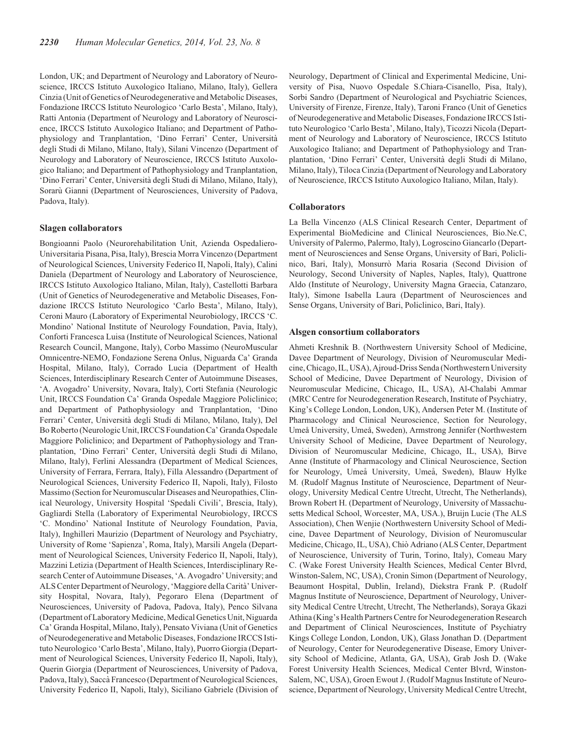London, UK; and Department of Neurology and Laboratory of Neuroscience, IRCCS Istituto Auxologico Italiano, Milano, Italy), Gellera Cinzia (Unit of Genetics of Neurodegenerative and Metabolic Diseases, Fondazione IRCCS Istituto Neurologico 'Carlo Besta', Milano, Italy), Ratti Antonia (Department of Neurology and Laboratory of Neuroscience, IRCCS Istituto Auxologico Italiano; and Department of Pathophysiology and Tranplantation, 'Dino Ferrari' Center, Università degli Studi di Milano, Milano, Italy), Silani Vincenzo (Department of Neurology and Laboratory of Neuroscience, IRCCS Istituto Auxologico Italiano; and Department of Pathophysiology and Tranplantation, 'Dino Ferrari' Center, Università degli Studi di Milano, Milano, Italy), Sorarù Gianni (Department of Neurosciences, University of Padova, Padova, Italy).

### Slagen collaborators

Bongioanni Paolo (Neurorehabilitation Unit, Azienda Ospedaliero-Universitaria Pisana, Pisa, Italy), Brescia Morra Vincenzo (Department of Neurological Sciences, University Federico II, Napoli, Italy), Calini Daniela (Department of Neurology and Laboratory of Neuroscience, IRCCS Istituto Auxologico Italiano, Milan, Italy), Castellotti Barbara (Unit of Genetics of Neurodegenerative and Metabolic Diseases, Fondazione IRCCS Istituto Neurologico 'Carlo Besta', Milano, Italy), Ceroni Mauro (Laboratory of Experimental Neurobiology, IRCCS 'C. Mondino' National Institute of Neurology Foundation, Pavia, Italy), Conforti Francesca Luisa (Institute of Neurological Sciences, National Research Council, Mangone, Italy), Corbo Massimo (NeuroMuscular Omnicentre-NEMO, Fondazione Serena Onlus, Niguarda Ca' Granda Hospital, Milano, Italy), Corrado Lucia (Department of Health Sciences, Interdisciplinary Research Center of Autoimmune Diseases, 'A. Avogadro' University, Novara, Italy), Corti Stefania (Neurologic Unit, IRCCS Foundation Ca' Granda Ospedale Maggiore Policlinico; and Department of Pathophysiology and Tranplantation, 'Dino Ferrari' Center, Università degli Studi di Milano, Milano, Italy), Del Bo Roberto (Neurologic Unit, IRCCS Foundation Ca' Granda Ospedale Maggiore Policlinico; and Department of Pathophysiology and Tranplantation, 'Dino Ferrari' Center, Università degli Studi di Milano, Milano, Italy), Ferlini Alessandra (Department of Medical Sciences, University of Ferrara, Ferrara, Italy), Filla Alessandro (Department of Neurological Sciences, University Federico II, Napoli, Italy), Filosto Massimo (Section for Neuromuscular Diseases and Neuropathies, Clinical Neurology, University Hospital 'Spedali Civili', Brescia, Italy), Gagliardi Stella (Laboratory of Experimental Neurobiology, IRCCS 'C. Mondino' National Institute of Neurology Foundation, Pavia, Italy), Inghilleri Maurizio (Department of Neurology and Psychiatry, University of Rome 'Sapienza', Roma, Italy), Marsili Angela (Department of Neurological Sciences, University Federico II, Napoli, Italy), Mazzini Letizia (Department of Health Sciences, Interdisciplinary Research Center of Autoimmune Diseases, 'A. Avogadro' University; and ALS Center Department of Neurology, 'Maggiore della Carità' University Hospital, Novara, Italy), Pegoraro Elena (Department of Neurosciences, University of Padova, Padova, Italy), Penco Silvana (Department of Laboratory Medicine, Medical Genetics Unit, Niguarda Ca' Granda Hospital, Milano, Italy), Pensato Viviana (Unit of Genetics of Neurodegenerative and Metabolic Diseases, Fondazione IRCCS Istituto Neurologico 'Carlo Besta', Milano, Italy), Puorro Giorgia (Department of Neurological Sciences, University Federico II, Napoli, Italy), Querin Giorgia (Department of Neurosciences, University of Padova, Padova, Italy), Saccà Francesco (Department of Neurological Sciences, University Federico II, Napoli, Italy), Siciliano Gabriele (Division of Neurology, Department of Clinical and Experimental Medicine, University of Pisa, Nuovo Ospedale S.Chiara-Cisanello, Pisa, Italy), Sorbi Sandro (Department of Neurological and Psychiatric Sciences, University of Firenze, Firenze, Italy), Taroni Franco (Unit of Genetics of Neurodegenerative and Metabolic Diseases, Fondazione IRCCS Istituto Neurologico 'Carlo Besta', Milano, Italy), Ticozzi Nicola (Department of Neurology and Laboratory of Neuroscience, IRCCS Istituto Auxologico Italiano; and Department of Pathophysiology and Tranplantation, 'Dino Ferrari' Center, Università degli Studi di Milano, Milano, Italy), Tiloca Cinzia (Department of Neurology and Laboratory of Neuroscience, IRCCS Istituto Auxologico Italiano, Milan, Italy).

### Collaborators

La Bella Vincenzo (ALS Clinical Research Center, Department of Experimental BioMedicine and Clinical Neurosciences, Bio.Ne.C, University of Palermo, Palermo, Italy), Logroscino Giancarlo (Department of Neurosciences and Sense Organs, University of Bari, Policlinico, Bari, Italy), Monsurrò Maria Rosaria (Second Division of Neurology, Second University of Naples, Naples, Italy), Quattrone Aldo (Institute of Neurology, University Magna Graecia, Catanzaro, Italy), Simone Isabella Laura (Department of Neurosciences and Sense Organs, University of Bari, Policlinico, Bari, Italy).

### Alsgen consortium collaborators

Ahmeti Kreshnik B. (Northwestern University School of Medicine, Davee Department of Neurology, Division of Neuromuscular Medicine, Chicago, IL, USA), Ajroud-Driss Senda (Northwestern University School of Medicine, Davee Department of Neurology, Division of Neuromuscular Medicine, Chicago, IL, USA), Al-Chalabi Ammar (MRC Centre for Neurodegeneration Research, Institute of Psychiatry, King's College London, London, UK), Andersen Peter M. (Institute of Pharmacology and Clinical Neuroscience, Section for Neurology, Umeå University, Umeå, Sweden), Armstrong Jennifer (Northwestern University School of Medicine, Davee Department of Neurology, Division of Neuromuscular Medicine, Chicago, IL, USA), Birve Anne (Institute of Pharmacology and Clinical Neuroscience, Section for Neurology, Umeå University, Umeå, Sweden), Blauw Hylke M. (Rudolf Magnus Institute of Neuroscience, Department of Neurology, University Medical Centre Utrecht, Utrecht, The Netherlands), Brown Robert H. (Department of Neurology, University of Massachusetts Medical School, Worcester, MA, USA.), Bruijn Lucie (The ALS Association), Chen Wenjie (Northwestern University School of Medicine, Davee Department of Neurology, Division of Neuromuscular Medicine, Chicago, IL, USA), Chiò Adriano (ALS Center, Department of Neuroscience, University of Turin, Torino, Italy), Comeau Mary C. (Wake Forest University Health Sciences, Medical Center Blvrd, Winston-Salem, NC, USA), Cronin Simon (Department of Neurology, Beaumont Hospital, Dublin, Ireland), Diekstra Frank P. (Rudolf Magnus Institute of Neuroscience, Department of Neurology, University Medical Centre Utrecht, Utrecht, The Netherlands), Soraya Gkazi Athina (King's Health Partners Centre for Neurodegeneration Research and Department of Clinical Neurosciences, Institute of Psychiatry Kings College London, London, UK), Glass Jonathan D. (Department of Neurology, Center for Neurodegenerative Disease, Emory University School of Medicine, Atlanta, GA, USA), Grab Josh D. (Wake Forest University Health Sciences, Medical Center Blvrd, Winston-Salem, NC, USA), Groen Ewout J. (Rudolf Magnus Institute of Neuroscience, Department of Neurology, University Medical Centre Utrecht,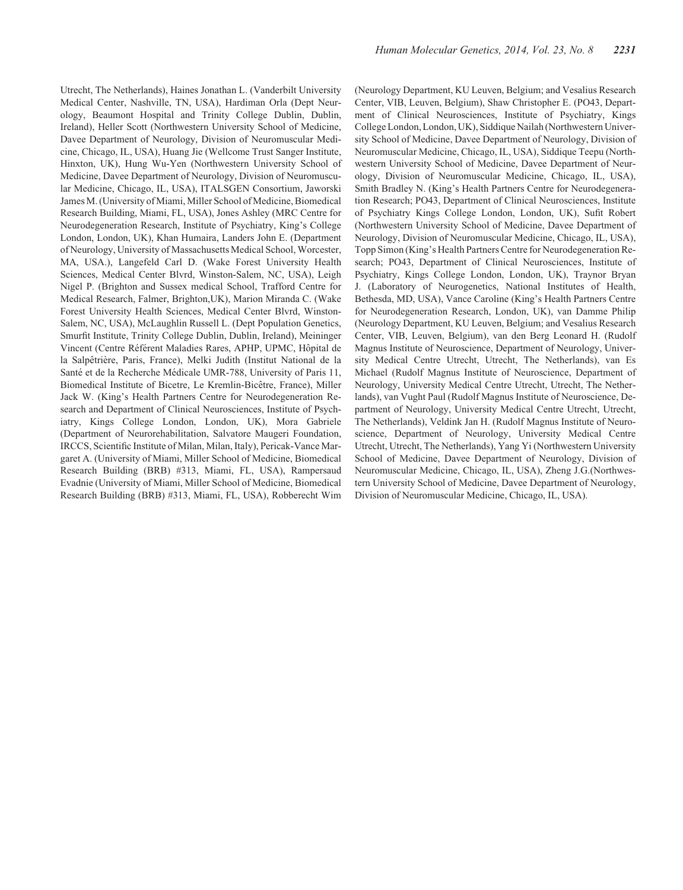Utrecht, The Netherlands), Haines Jonathan L. (Vanderbilt University Medical Center, Nashville, TN, USA), Hardiman Orla (Dept Neurology, Beaumont Hospital and Trinity College Dublin, Dublin, Ireland), Heller Scott (Northwestern University School of Medicine, Davee Department of Neurology, Division of Neuromuscular Medicine, Chicago, IL, USA), Huang Jie (Wellcome Trust Sanger Institute, Hinxton, UK), Hung Wu-Yen (Northwestern University School of Medicine, Davee Department of Neurology, Division of Neuromuscular Medicine, Chicago, IL, USA), ITALSGEN Consortium, Jaworski James M. (University of Miami, Miller School of Medicine, Biomedical Research Building, Miami, FL, USA), Jones Ashley (MRC Centre for Neurodegeneration Research, Institute of Psychiatry, King's College London, London, UK), Khan Humaira, Landers John E. (Department of Neurology, University of Massachusetts Medical School, Worcester, MA, USA.), Langefeld Carl D. (Wake Forest University Health Sciences, Medical Center Blvrd, Winston-Salem, NC, USA), Leigh Nigel P. (Brighton and Sussex medical School, Trafford Centre for Medical Research, Falmer, Brighton,UK), Marion Miranda C. (Wake Forest University Health Sciences, Medical Center Blvrd, Winston-Salem, NC, USA), McLaughlin Russell L. (Dept Population Genetics, Smurfit Institute, Trinity College Dublin, Dublin, Ireland), Meininger Vincent (Centre Référent Maladies Rares, APHP, UPMC, Hôpital de la Salpêtrière, Paris, France), Melki Judith (Institut National de la Santé et de la Recherche Médicale UMR-788, University of Paris 11, Biomedical Institute of Bicetre, Le Kremlin-Bicêtre, France), Miller Jack W. (King's Health Partners Centre for Neurodegeneration Research and Department of Clinical Neurosciences, Institute of Psychiatry, Kings College London, London, UK), Mora Gabriele (Department of Neurorehabilitation, Salvatore Maugeri Foundation, IRCCS, Scientific Institute of Milan, Milan, Italy), Pericak-Vance Margaret A. (University of Miami, Miller School of Medicine, Biomedical Research Building (BRB) #313, Miami, FL, USA), Rampersaud Evadnie (University of Miami, Miller School of Medicine, Biomedical Research Building (BRB) #313, Miami, FL, USA), Robberecht Wim (Neurology Department, KU Leuven, Belgium; and Vesalius Research Center, VIB, Leuven, Belgium), Shaw Christopher E. (PO43, Department of Clinical Neurosciences, Institute of Psychiatry, Kings College London, London, UK), Siddique Nailah (Northwestern University School of Medicine, Davee Department of Neurology, Division of Neuromuscular Medicine, Chicago, IL, USA), Siddique Teepu (Northwestern University School of Medicine, Davee Department of Neurology, Division of Neuromuscular Medicine, Chicago, IL, USA), Smith Bradley N. (King's Health Partners Centre for Neurodegeneration Research; PO43, Department of Clinical Neurosciences, Institute of Psychiatry Kings College London, London, UK), Sufit Robert (Northwestern University School of Medicine, Davee Department of Neurology, Division of Neuromuscular Medicine, Chicago, IL, USA), Topp Simon (King's Health Partners Centre for Neurodegeneration Research; PO43, Department of Clinical Neurosciences, Institute of Psychiatry, Kings College London, London, UK), Traynor Bryan J. (Laboratory of Neurogenetics, National Institutes of Health, Bethesda, MD, USA), Vance Caroline (King's Health Partners Centre for Neurodegeneration Research, London, UK), van Damme Philip (Neurology Department, KU Leuven, Belgium; and Vesalius Research Center, VIB, Leuven, Belgium), van den Berg Leonard H. (Rudolf Magnus Institute of Neuroscience, Department of Neurology, University Medical Centre Utrecht, Utrecht, The Netherlands), van Es Michael (Rudolf Magnus Institute of Neuroscience, Department of Neurology, University Medical Centre Utrecht, Utrecht, The Netherlands), van Vught Paul (Rudolf Magnus Institute of Neuroscience, Department of Neurology, University Medical Centre Utrecht, Utrecht, The Netherlands), Veldink Jan H. (Rudolf Magnus Institute of Neuroscience, Department of Neurology, University Medical Centre Utrecht, Utrecht, The Netherlands), Yang Yi (Northwestern University School of Medicine, Davee Department of Neurology, Division of Neuromuscular Medicine, Chicago, IL, USA), Zheng J.G.(Northwestern University School of Medicine, Davee Department of Neurology, Division of Neuromuscular Medicine, Chicago, IL, USA).